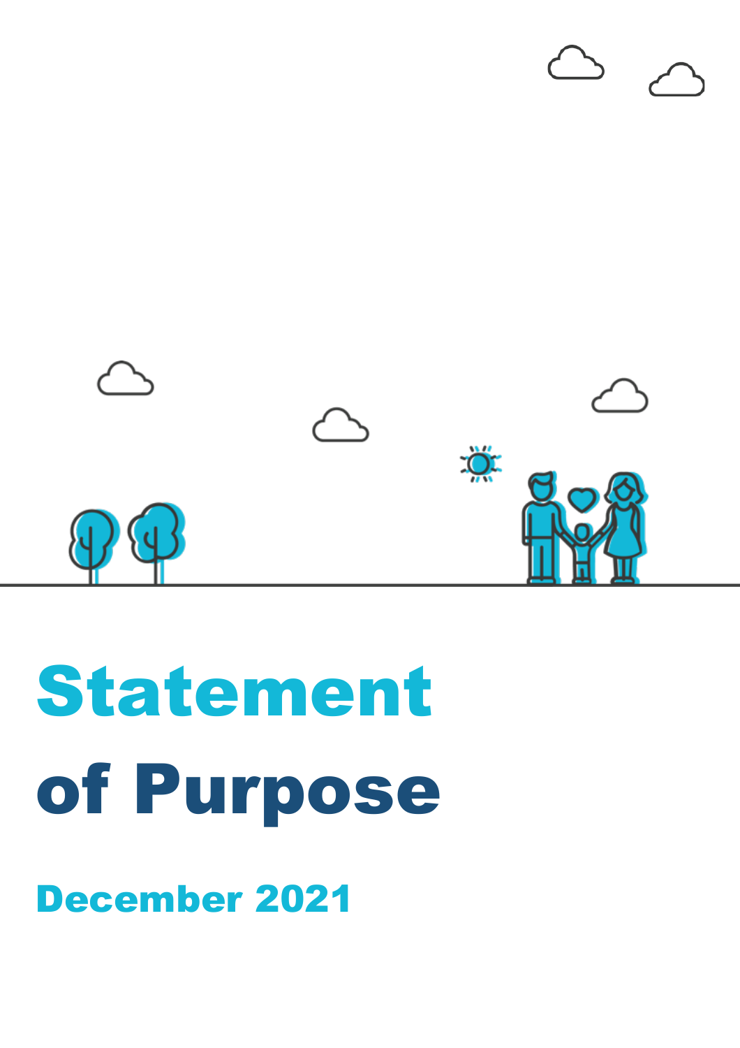# Statement of Purpose

December 2021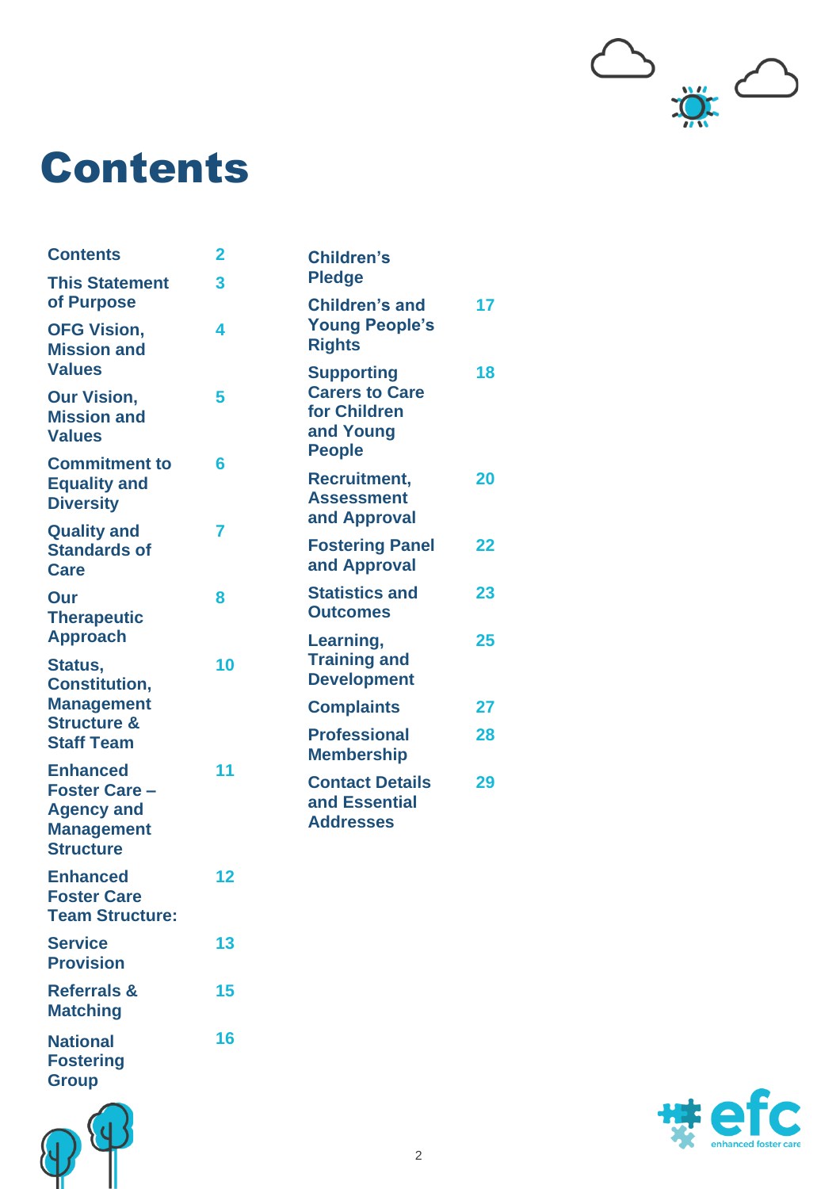# Contents

| Section | Page |
| --- | --- |
| Contents | 2 |
| This Statement of Purpose | 3 |
| OFG Vision, Mission and Values | 4 |
| Our Vision, Mission and Values | 5 |
| Commitment to Equality and Diversity | 6 |
| Quality and Standards of Care | 7 |
| Our Therapeutic Approach | 8 |
| Status, Constitution, Management Structure & Staff Team | 10 |
| Enhanced Foster Care – Agency and Management Structure | 11 |
| Enhanced Foster Care Team Structure: | 12 |
| Service Provision | 13 |
| Referrals & Matching | 15 |
| National Fostering Group | 16 |
| Children's Pledge | |
| Children's and Young People's Rights | 17 |
| Supporting Carers to Care for Children and Young People | 18 |
| Recruitment, Assessment and Approval | 20 |
| Fostering Panel and Approval | 22 |
| Statistics and Outcomes | 23 |
| Learning, Training and Development | 25 |
| Complaints | 27 |
| Professional Membership | 28 |
| Contact Details and Essential Addresses | 29 |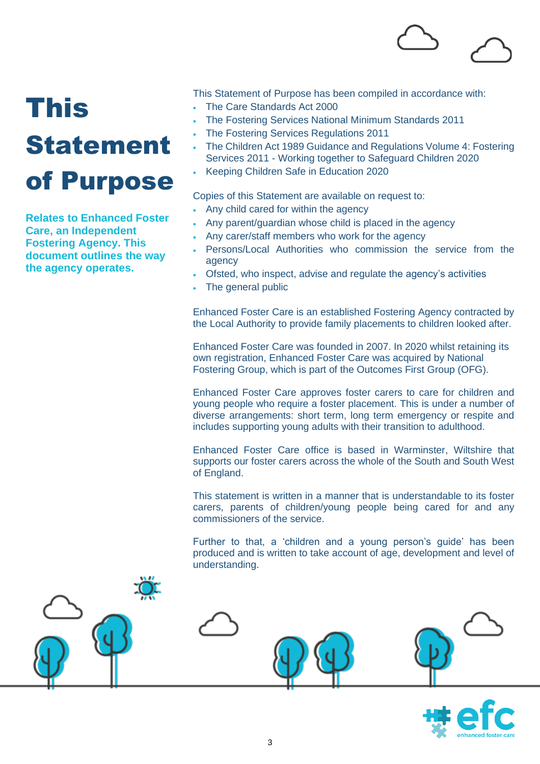# This Statement of Purpose

**Relates to Enhanced Foster Care, an Independent Fostering Agency. This document outlines the way the agency operates.**

This Statement of Purpose has been compiled in accordance with:

- The Care Standards Act 2000
- The Fostering Services National Minimum Standards 2011
- The Fostering Services Regulations 2011
- The Children Act 1989 Guidance and Regulations Volume 4: Fostering Services 2011 - Working together to Safeguard Children 2020
- Keeping Children Safe in Education 2020

Copies of this Statement are available on request to:

- Any child cared for within the agency
- Any parent/guardian whose child is placed in the agency
- Any carer/staff members who work for the agency
- Persons/Local Authorities who commission the service from the agency
- Ofsted, who inspect, advise and regulate the agency's activities
- The general public

Enhanced Foster Care is an established Fostering Agency contracted by the Local Authority to provide family placements to children looked after.

Enhanced Foster Care was founded in 2007. In 2020 whilst retaining its own registration, Enhanced Foster Care was acquired by National Fostering Group, which is part of the Outcomes First Group (OFG).

Enhanced Foster Care approves foster carers to care for children and young people who require a foster placement. This is under a number of diverse arrangements: short term, long term emergency or respite and includes supporting young adults with their transition to adulthood.

Enhanced Foster Care office is based in Warminster, Wiltshire that supports our foster carers across the whole of the South and South West of England.

This statement is written in a manner that is understandable to its foster carers, parents of children/young people being cared for and any commissioners of the service.

Further to that, a 'children and a young person's guide' has been produced and is written to take account of age, development and level of understanding.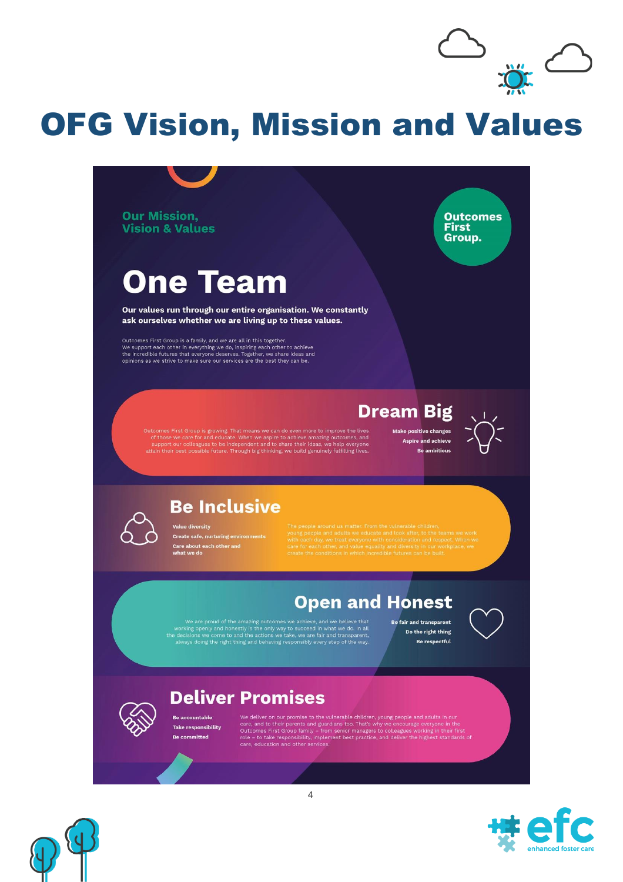# OFG Vision, Mission and Values

## Our Mission, Vision & Values

**Outcomes First Group.**

## One Team

**Our values run through our entire organisation. We constantly ask ourselves whether we are living up to these values.**

Outcomes First Group is a family, and we are all in this together. We support each other in everything we do, inspiring each other to achieve the incredible futures that everyone deserves. Together, we share ideas and opinions as we strive to make sure our services are the best they can be.

### Dream Big

Outcomes First Group is growing. That means we can do even more to improve the lives of those we care for and educate. When we aspire to achieve amazing outcomes, and support our colleagues to be independent and to share their ideas, we help everyone attain their best possible future. Through big thinking, we build genuinely fulfilling lives.

- **Make positive changes**
- **Aspire and achieve**
- **Be ambitious**

### Be Inclusive

- **Value diversity**
- **Create safe, nurturing environments**
- **Care about each other and what we do**

The people around us matter. From the vulnerable children, young people and adults we educate and look after, to the teams we work with each day, we treat everyone with consideration and respect. When we care for each other, and value equality and diversity in our workplace, we create the conditions in which incredible futures can be built.

### Open and Honest

We are proud of the amazing outcomes we achieve, and we believe that working openly and honestly is the only way to succeed in what we do. In all the decisions we come to and the actions we take, we are fair and transparent, always doing the right thing and behaving responsibly every step of the way.

- **Be fair and transparent**
- **Do the right thing**
- **Be respectful**

### Deliver Promises

- **Be accountable**
- **Take responsibility**
- **Be committed**

We deliver on our promise to the vulnerable children, young people and adults in our care, and to their parents and guardians too. That's why we encourage everyone in the Outcomes First Group family – from senior managers to colleagues working in their first role – to take responsibility, implement best practice, and deliver the highest standards of care, education and other services.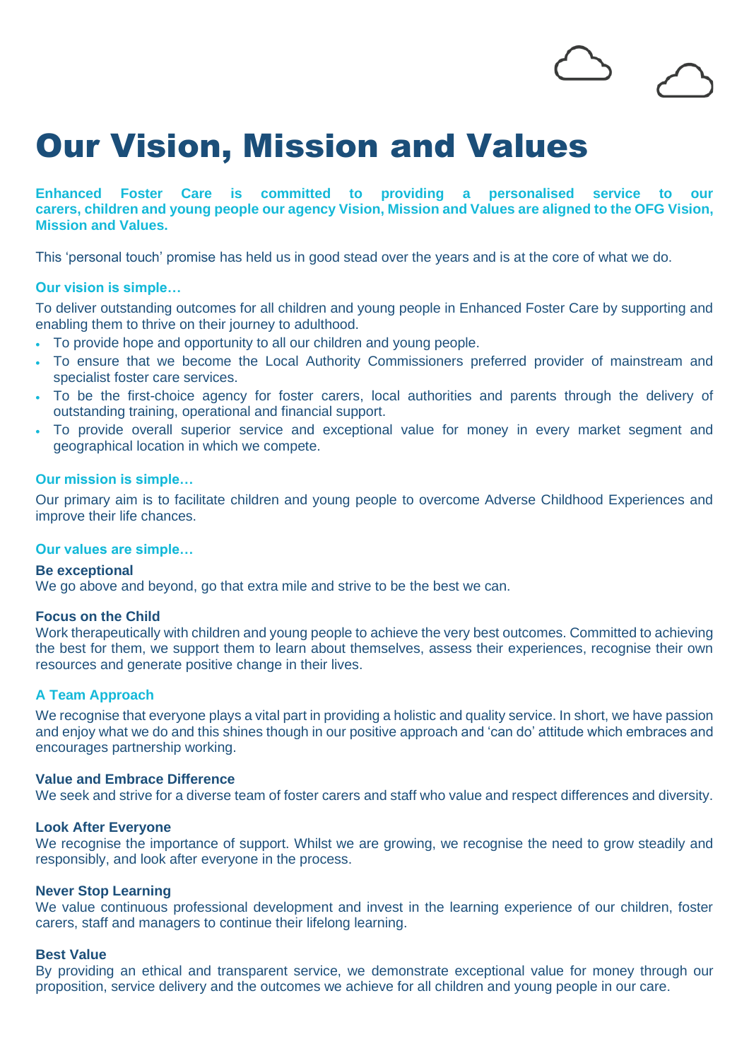# Our Vision, Mission and Values

**Enhanced Foster Care is committed to providing a personalised service to our carers, children and young people our agency Vision, Mission and Values are aligned to the OFG Vision, Mission and Values.**

This 'personal touch' promise has held us in good stead over the years and is at the core of what we do.

### Our vision is simple…

To deliver outstanding outcomes for all children and young people in Enhanced Foster Care by supporting and enabling them to thrive on their journey to adulthood.

- To provide hope and opportunity to all our children and young people.
- To ensure that we become the Local Authority Commissioners preferred provider of mainstream and specialist foster care services.
- To be the first-choice agency for foster carers, local authorities and parents through the delivery of outstanding training, operational and financial support.
- To provide overall superior service and exceptional value for money in every market segment and geographical location in which we compete.

### Our mission is simple…

Our primary aim is to facilitate children and young people to overcome Adverse Childhood Experiences and improve their life chances.

### Our values are simple…

**Be exceptional**
We go above and beyond, go that extra mile and strive to be the best we can.

**Focus on the Child**
Work therapeutically with children and young people to achieve the very best outcomes. Committed to achieving the best for them, we support them to learn about themselves, assess their experiences, recognise their own resources and generate positive change in their lives.

### A Team Approach

We recognise that everyone plays a vital part in providing a holistic and quality service. In short, we have passion and enjoy what we do and this shines though in our positive approach and 'can do' attitude which embraces and encourages partnership working.

**Value and Embrace Difference**
We seek and strive for a diverse team of foster carers and staff who value and respect differences and diversity.

**Look After Everyone**
We recognise the importance of support. Whilst we are growing, we recognise the need to grow steadily and responsibly, and look after everyone in the process.

**Never Stop Learning**
We value continuous professional development and invest in the learning experience of our children, foster carers, staff and managers to continue their lifelong learning.

**Best Value**
By providing an ethical and transparent service, we demonstrate exceptional value for money through our proposition, service delivery and the outcomes we achieve for all children and young people in our care.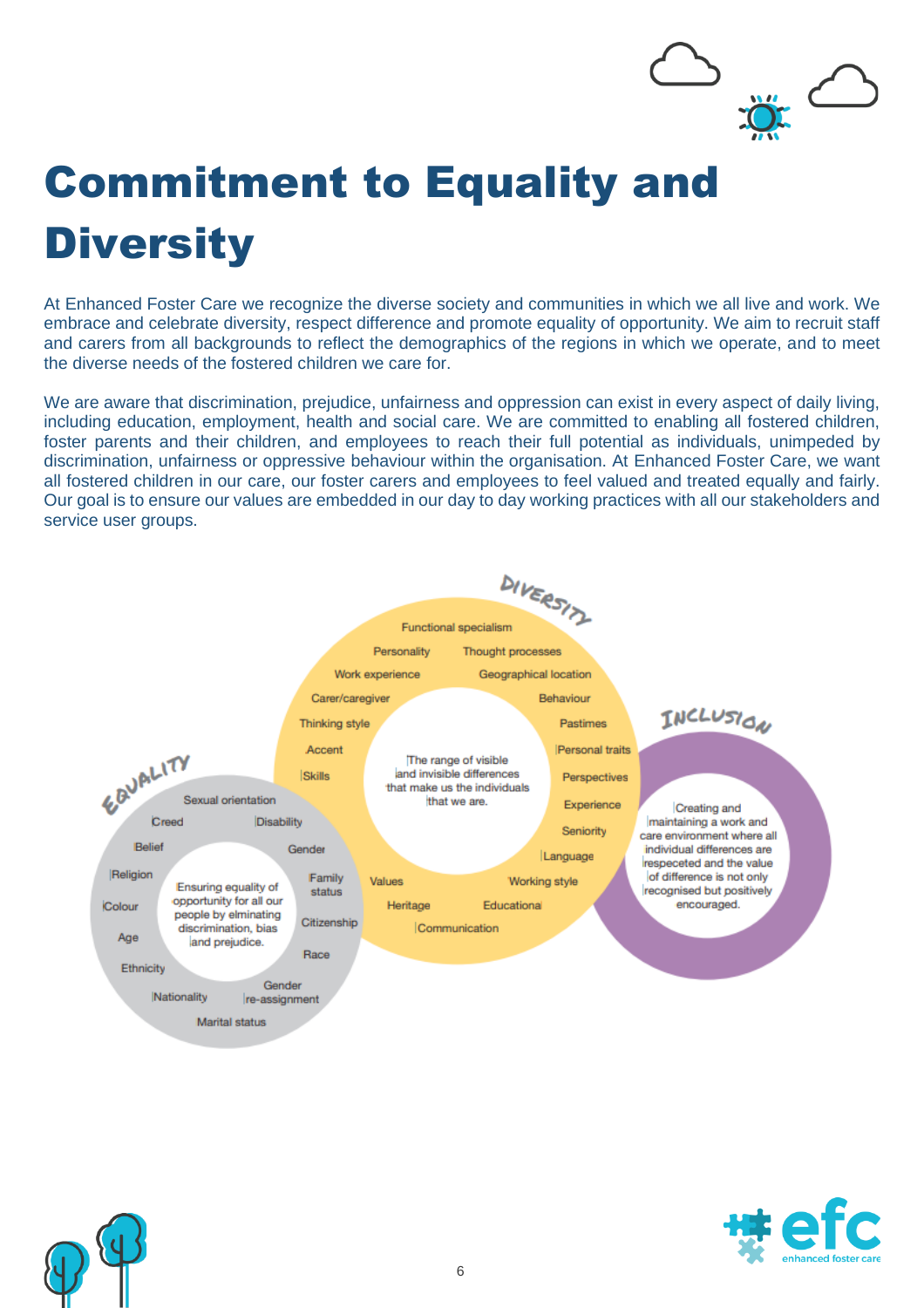# Commitment to Equality and Diversity

At Enhanced Foster Care we recognize the diverse society and communities in which we all live and work. We embrace and celebrate diversity, respect difference and promote equality of opportunity. We aim to recruit staff and carers from all backgrounds to reflect the demographics of the regions in which we operate, and to meet the diverse needs of the fostered children we care for.

We are aware that discrimination, prejudice, unfairness and oppression can exist in every aspect of daily living, including education, employment, health and social care. We are committed to enabling all fostered children, foster parents and their children, and employees to reach their full potential as individuals, unimpeded by discrimination, unfairness or oppressive behaviour within the organisation. At Enhanced Foster Care, we want all fostered children in our care, our foster carers and employees to feel valued and treated equally and fairly. Our goal is to ensure our values are embedded in our day to day working practices with all our stakeholders and service user groups.

**DIVERSITY**

The range of visible and invisible differences that make us the individuals that we are.

Functional specialism, Personality, Thought processes, Work experience, Geographical location, Carer/caregiver, Behaviour, Thinking style, Pastimes, Accent, Personal traits, Skills, Perspectives, Experience, Seniority, Language, Values, Working style, Heritage, Educational, Communication

**EQUALITY**

Ensuring equality of opportunity for all our people by elminating discrimination, bias and prejudice.

Sexual orientation, Creed, Disability, Belief, Gender, Religion, Family status, Colour, Citizenship, Age, Race, Ethnicity, Nationality, Gender re-assignment, Marital status

**INCLUSION**

Creating and maintaining a work and care environment where all individual differences are respeceted and the value of difference is not only recognised but positively encouraged.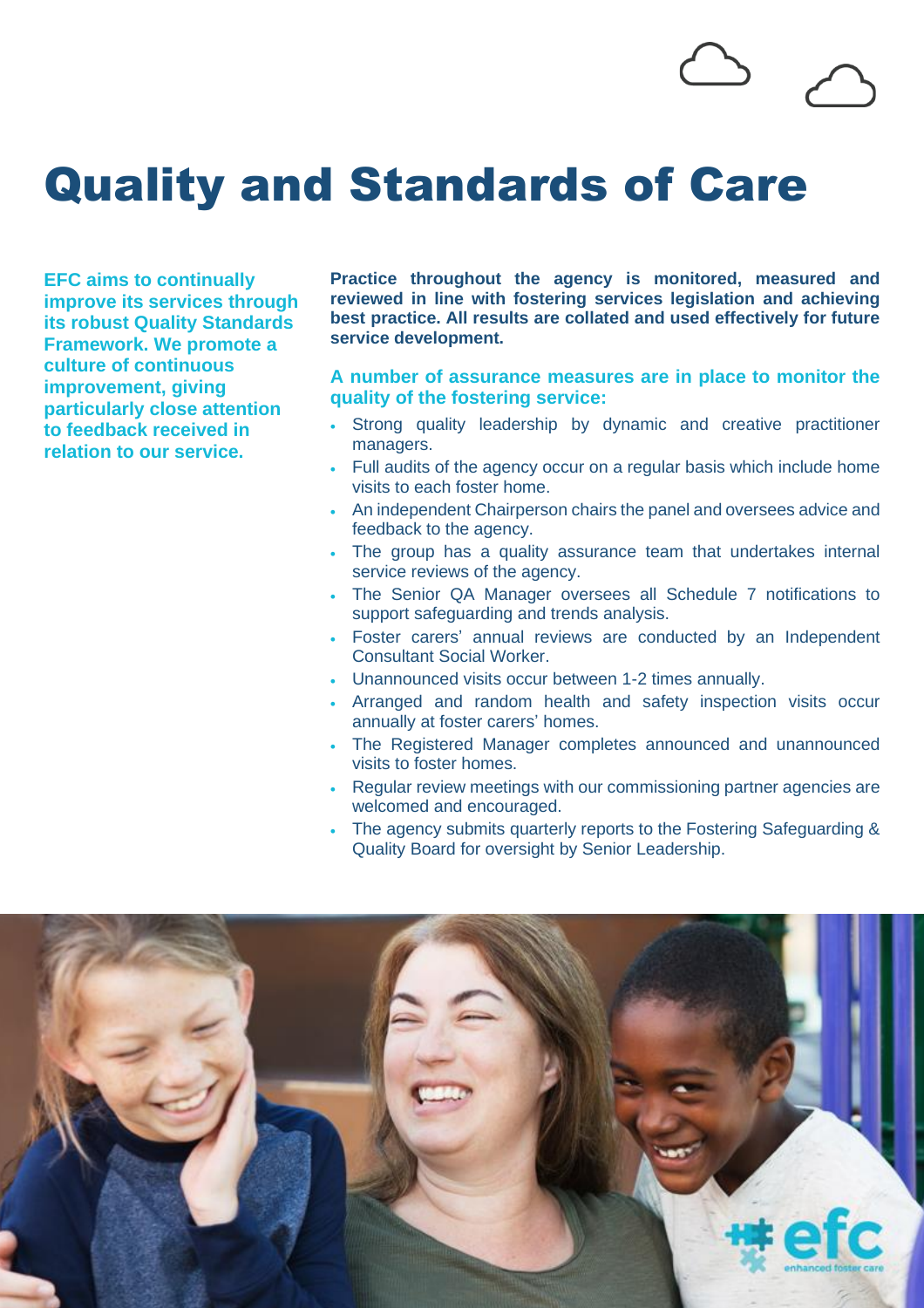# Quality and Standards of Care

**EFC aims to continually improve its services through its robust Quality Standards Framework. We promote a culture of continuous improvement, giving particularly close attention to feedback received in relation to our service.**

**Practice throughout the agency is monitored, measured and reviewed in line with fostering services legislation and achieving best practice. All results are collated and used effectively for future service development.**

**A number of assurance measures are in place to monitor the quality of the fostering service:**

- Strong quality leadership by dynamic and creative practitioner managers.
- Full audits of the agency occur on a regular basis which include home visits to each foster home.
- An independent Chairperson chairs the panel and oversees advice and feedback to the agency.
- The group has a quality assurance team that undertakes internal service reviews of the agency.
- The Senior QA Manager oversees all Schedule 7 notifications to support safeguarding and trends analysis.
- Foster carers' annual reviews are conducted by an Independent Consultant Social Worker.
- Unannounced visits occur between 1-2 times annually.
- Arranged and random health and safety inspection visits occur annually at foster carers' homes.
- The Registered Manager completes announced and unannounced visits to foster homes.
- Regular review meetings with our commissioning partner agencies are welcomed and encouraged.
- The agency submits quarterly reports to the Fostering Safeguarding & Quality Board for oversight by Senior Leadership.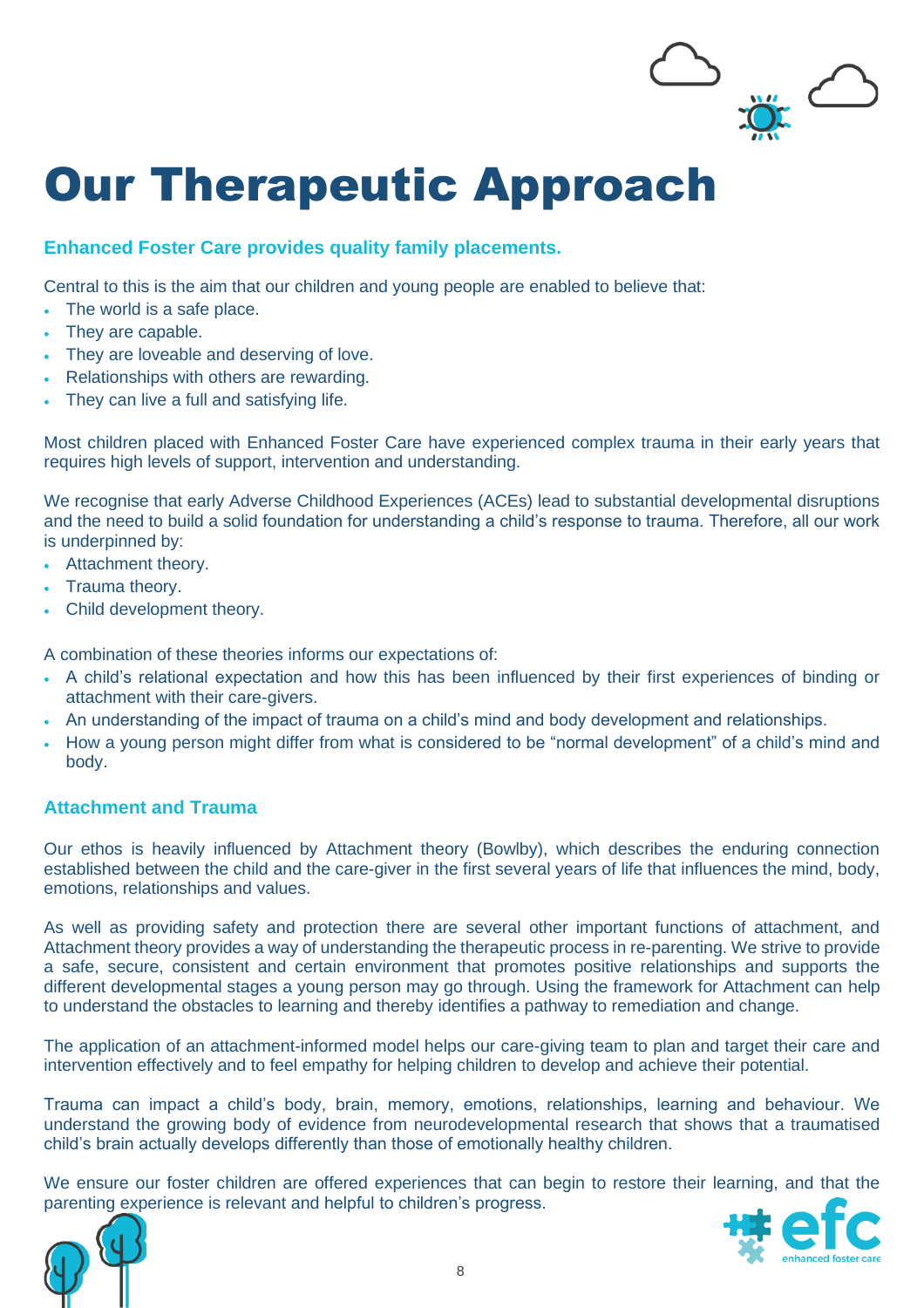# Our Therapeutic Approach

### Enhanced Foster Care provides quality family placements.

Central to this is the aim that our children and young people are enabled to believe that:

- The world is a safe place.
- They are capable.
- They are loveable and deserving of love.
- Relationships with others are rewarding.
- They can live a full and satisfying life.

Most children placed with Enhanced Foster Care have experienced complex trauma in their early years that requires high levels of support, intervention and understanding.

We recognise that early Adverse Childhood Experiences (ACEs) lead to substantial developmental disruptions and the need to build a solid foundation for understanding a child's response to trauma. Therefore, all our work is underpinned by:

- Attachment theory.
- Trauma theory.
- Child development theory.

A combination of these theories informs our expectations of:

- A child's relational expectation and how this has been influenced by their first experiences of binding or attachment with their care-givers.
- An understanding of the impact of trauma on a child's mind and body development and relationships.
- How a young person might differ from what is considered to be "normal development" of a child's mind and body.

### Attachment and Trauma

Our ethos is heavily influenced by Attachment theory (Bowlby), which describes the enduring connection established between the child and the care-giver in the first several years of life that influences the mind, body, emotions, relationships and values.

As well as providing safety and protection there are several other important functions of attachment, and Attachment theory provides a way of understanding the therapeutic process in re-parenting. We strive to provide a safe, secure, consistent and certain environment that promotes positive relationships and supports the different developmental stages a young person may go through. Using the framework for Attachment can help to understand the obstacles to learning and thereby identifies a pathway to remediation and change.

The application of an attachment-informed model helps our care-giving team to plan and target their care and intervention effectively and to feel empathy for helping children to develop and achieve their potential.

Trauma can impact a child's body, brain, memory, emotions, relationships, learning and behaviour. We understand the growing body of evidence from neurodevelopmental research that shows that a traumatised child's brain actually develops differently than those of emotionally healthy children.

We ensure our foster children are offered experiences that can begin to restore their learning, and that the parenting experience is relevant and helpful to children's progress.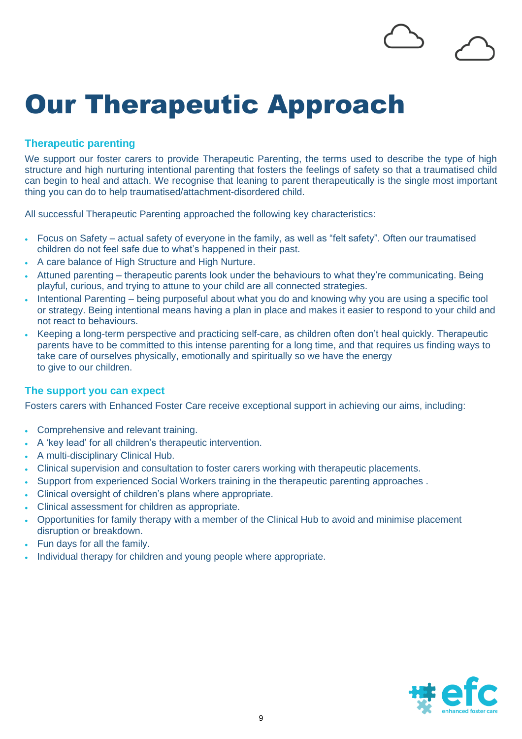# Our Therapeutic Approach

### Therapeutic parenting

We support our foster carers to provide Therapeutic Parenting, the terms used to describe the type of high structure and high nurturing intentional parenting that fosters the feelings of safety so that a traumatised child can begin to heal and attach. We recognise that leaning to parent therapeutically is the single most important thing you can do to help traumatised/attachment-disordered child.

All successful Therapeutic Parenting approached the following key characteristics:

- Focus on Safety – actual safety of everyone in the family, as well as "felt safety". Often our traumatised children do not feel safe due to what's happened in their past.
- A care balance of High Structure and High Nurture.
- Attuned parenting – therapeutic parents look under the behaviours to what they're communicating. Being playful, curious, and trying to attune to your child are all connected strategies.
- Intentional Parenting – being purposeful about what you do and knowing why you are using a specific tool or strategy. Being intentional means having a plan in place and makes it easier to respond to your child and not react to behaviours.
- Keeping a long-term perspective and practicing self-care, as children often don't heal quickly. Therapeutic parents have to be committed to this intense parenting for a long time, and that requires us finding ways to take care of ourselves physically, emotionally and spiritually so we have the energy to give to our children.

### The support you can expect

Fosters carers with Enhanced Foster Care receive exceptional support in achieving our aims, including:

- Comprehensive and relevant training.
- A 'key lead' for all children's therapeutic intervention.
- A multi-disciplinary Clinical Hub.
- Clinical supervision and consultation to foster carers working with therapeutic placements.
- Support from experienced Social Workers training in the therapeutic parenting approaches .
- Clinical oversight of children's plans where appropriate.
- Clinical assessment for children as appropriate.
- Opportunities for family therapy with a member of the Clinical Hub to avoid and minimise placement disruption or breakdown.
- Fun days for all the family.
- Individual therapy for children and young people where appropriate.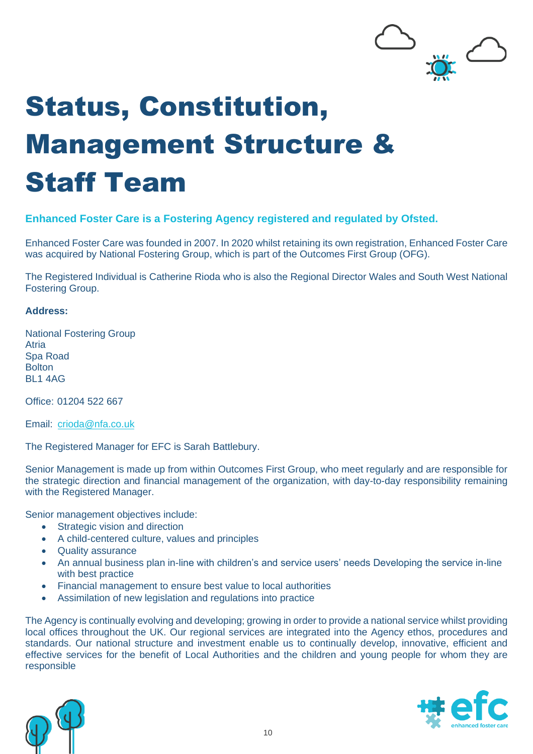# Status, Constitution, Management Structure & Staff Team

**Enhanced Foster Care is a Fostering Agency registered and regulated by Ofsted.**

Enhanced Foster Care was founded in 2007. In 2020 whilst retaining its own registration, Enhanced Foster Care was acquired by National Fostering Group, which is part of the Outcomes First Group (OFG).

The Registered Individual is Catherine Rioda who is also the Regional Director Wales and South West National Fostering Group.

**Address:**

National Fostering Group
Atria
Spa Road
Bolton
BL1 4AG

Office: 01204 522 667

Email: crioda@nfa.co.uk

The Registered Manager for EFC is Sarah Battlebury.

Senior Management is made up from within Outcomes First Group, who meet regularly and are responsible for the strategic direction and financial management of the organization, with day-to-day responsibility remaining with the Registered Manager.

Senior management objectives include:

- Strategic vision and direction
- A child-centered culture, values and principles
- Quality assurance
- An annual business plan in-line with children's and service users' needs Developing the service in-line with best practice
- Financial management to ensure best value to local authorities
- Assimilation of new legislation and regulations into practice

The Agency is continually evolving and developing; growing in order to provide a national service whilst providing local offices throughout the UK. Our regional services are integrated into the Agency ethos, procedures and standards. Our national structure and investment enable us to continually develop, innovative, efficient and effective services for the benefit of Local Authorities and the children and young people for whom they are responsible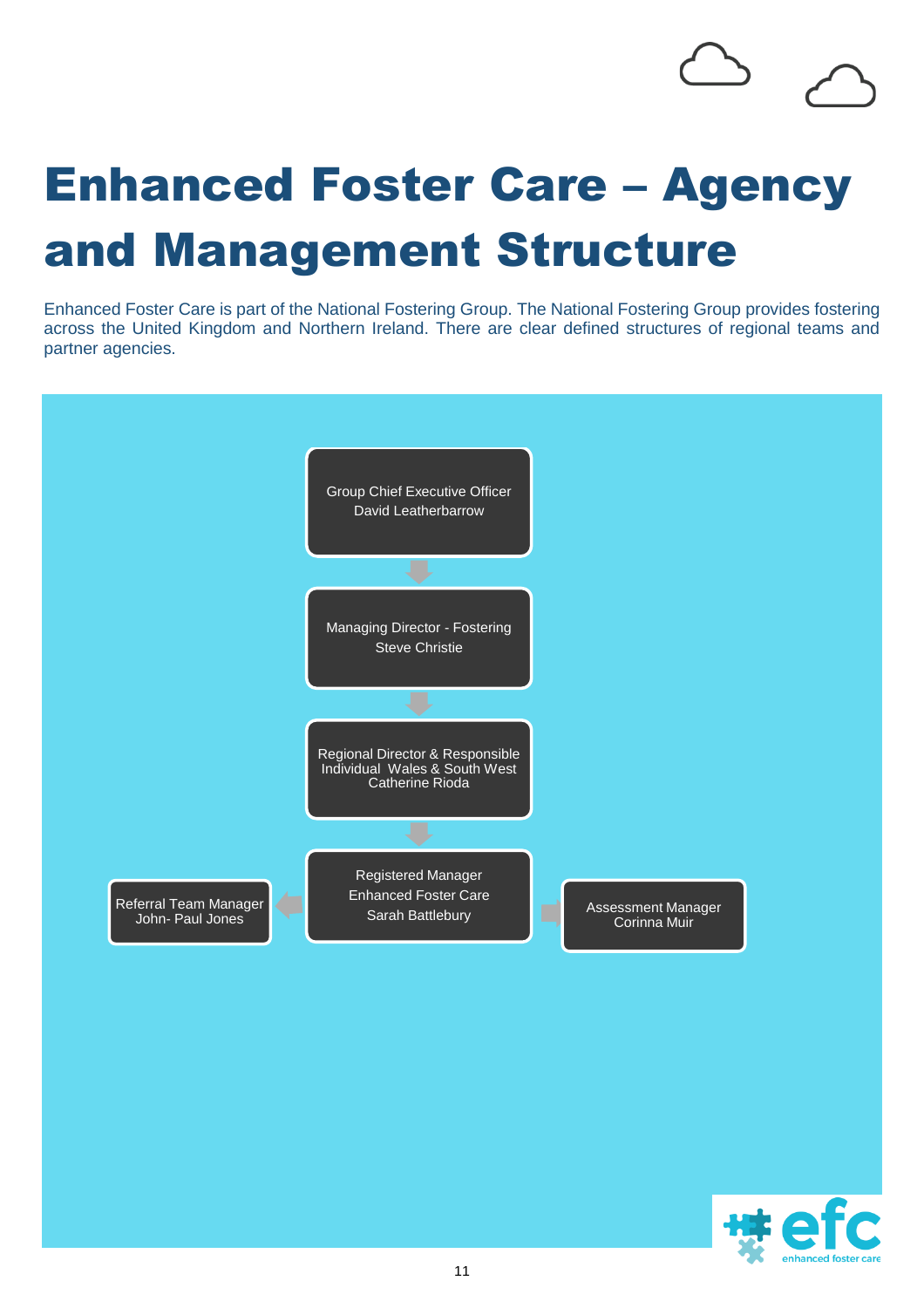# Enhanced Foster Care – Agency and Management Structure

Enhanced Foster Care is part of the National Fostering Group. The National Fostering Group provides fostering across the United Kingdom and Northern Ireland. There are clear defined structures of regional teams and partner agencies.

Group Chief Executive Officer
David Leatherbarrow

Managing Director - Fostering
Steve Christie

Regional Director & Responsible Individual Wales & South West
Catherine Rioda

Registered Manager
Enhanced Foster Care
Sarah Battlebury

Referral Team Manager
John- Paul Jones

Assessment Manager
Corinna Muir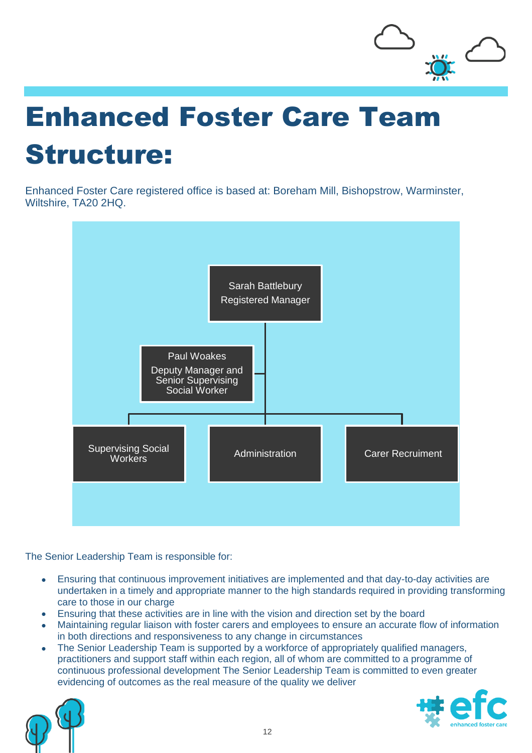# Enhanced Foster Care Team Structure:

Enhanced Foster Care registered office is based at: Boreham Mill, Bishopstrow, Warminster, Wiltshire, TA20 2HQ.

Sarah Battlebury
Registered Manager

Paul Woakes
Deputy Manager and Senior Supervising Social Worker

Supervising Social Workers

Administration

Carer Recruiment

The Senior Leadership Team is responsible for:

- Ensuring that continuous improvement initiatives are implemented and that day-to-day activities are undertaken in a timely and appropriate manner to the high standards required in providing transforming care to those in our charge
- Ensuring that these activities are in line with the vision and direction set by the board
- Maintaining regular liaison with foster carers and employees to ensure an accurate flow of information in both directions and responsiveness to any change in circumstances
- The Senior Leadership Team is supported by a workforce of appropriately qualified managers, practitioners and support staff within each region, all of whom are committed to a programme of continuous professional development The Senior Leadership Team is committed to even greater evidencing of outcomes as the real measure of the quality we deliver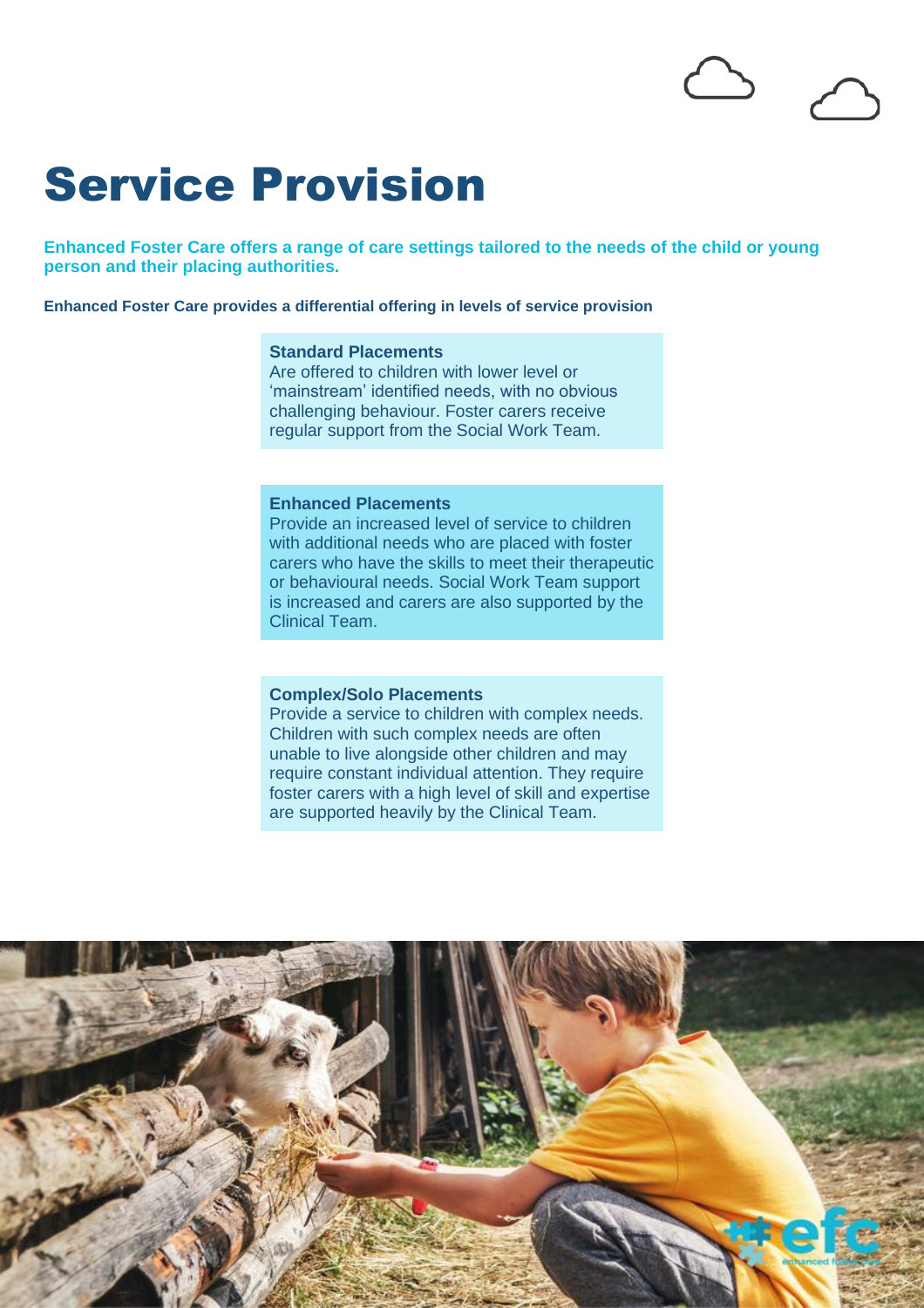# Service Provision

**Enhanced Foster Care offers a range of care settings tailored to the needs of the child or young person and their placing authorities.**

**Enhanced Foster Care provides a differential offering in levels of service provision**

**Standard Placements**
Are offered to children with lower level or 'mainstream' identified needs, with no obvious challenging behaviour. Foster carers receive regular support from the Social Work Team.

**Enhanced Placements**
Provide an increased level of service to children with additional needs who are placed with foster carers who have the skills to meet their therapeutic or behavioural needs. Social Work Team support is increased and carers are also supported by the Clinical Team.

**Complex/Solo Placements**
Provide a service to children with complex needs. Children with such complex needs are often unable to live alongside other children and may require constant individual attention. They require foster carers with a high level of skill and expertise are supported heavily by the Clinical Team.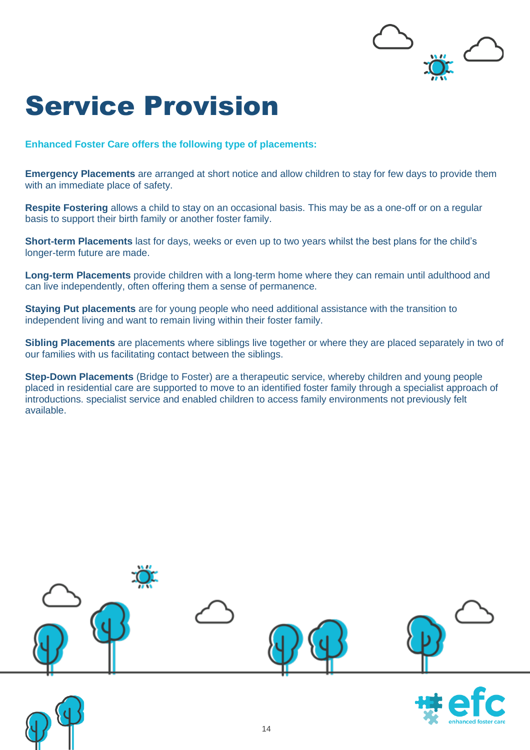# Service Provision

**Enhanced Foster Care offers the following type of placements:**

**Emergency Placements** are arranged at short notice and allow children to stay for few days to provide them with an immediate place of safety.

**Respite Fostering** allows a child to stay on an occasional basis. This may be as a one-off or on a regular basis to support their birth family or another foster family.

**Short-term Placements** last for days, weeks or even up to two years whilst the best plans for the child's longer-term future are made.

**Long-term Placements** provide children with a long-term home where they can remain until adulthood and can live independently, often offering them a sense of permanence.

**Staying Put placements** are for young people who need additional assistance with the transition to independent living and want to remain living within their foster family.

**Sibling Placements** are placements where siblings live together or where they are placed separately in two of our families with us facilitating contact between the siblings.

**Step-Down Placements** (Bridge to Foster) are a therapeutic service, whereby children and young people placed in residential care are supported to move to an identified foster family through a specialist approach of introductions. specialist service and enabled children to access family environments not previously felt available.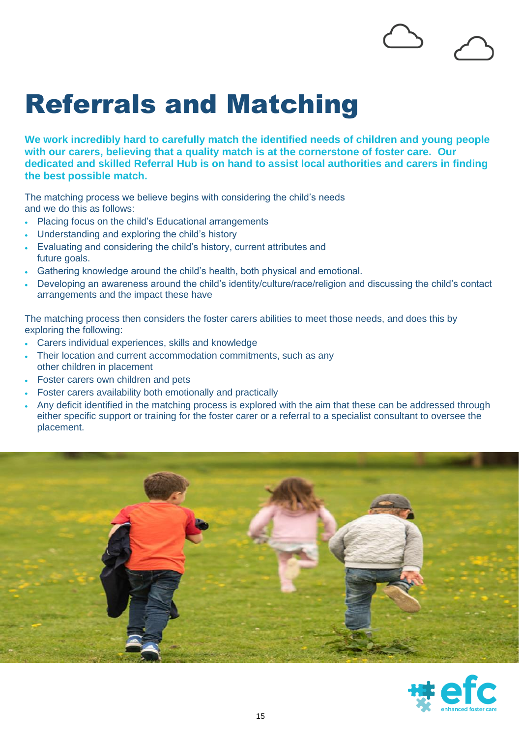# Referrals and Matching

**We work incredibly hard to carefully match the identified needs of children and young people with our carers, believing that a quality match is at the cornerstone of foster care. Our dedicated and skilled Referral Hub is on hand to assist local authorities and carers in finding the best possible match.**

The matching process we believe begins with considering the child's needs and we do this as follows:

- Placing focus on the child's Educational arrangements
- Understanding and exploring the child's history
- Evaluating and considering the child's history, current attributes and future goals.
- Gathering knowledge around the child's health, both physical and emotional.
- Developing an awareness around the child's identity/culture/race/religion and discussing the child's contact arrangements and the impact these have

The matching process then considers the foster carers abilities to meet those needs, and does this by exploring the following:

- Carers individual experiences, skills and knowledge
- Their location and current accommodation commitments, such as any other children in placement
- Foster carers own children and pets
- Foster carers availability both emotionally and practically
- Any deficit identified in the matching process is explored with the aim that these can be addressed through either specific support or training for the foster carer or a referral to a specialist consultant to oversee the placement.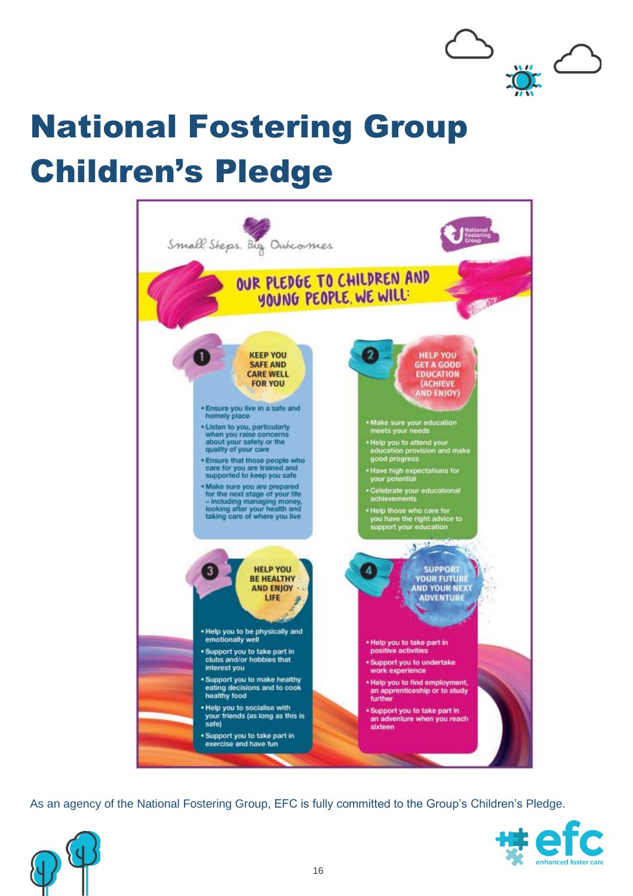# National Fostering Group Children's Pledge

Small Steps. Big Outcomes

## OUR PLEDGE TO CHILDREN AND YOUNG PEOPLE. WE WILL:

### 1 KEEP YOU SAFE AND CARE WELL FOR YOU

- Ensure you live in a safe and homely place
- Listen to you, particularly when you raise concerns about your safety or the quality of your care
- Ensure that those people who care for you are trained and supported to keep you safe
- Make sure you are prepared for the next stage of your life – including managing money, looking after your health and taking care of where you live

### 2 HELP YOU GET A GOOD EDUCATION (ACHIEVE AND ENJOY)

- Make sure your education meets your needs
- Help you to attend your education provision and make good progress
- Have high expectations for your potential
- Celebrate your educational achievements
- Help those who care for you have the right advice to support your education

### 3 HELP YOU BE HEALTHY AND ENJOY LIFE

- Help you to be physically and emotionally well
- Support you to take part in clubs and/or hobbies that interest you
- Support you to make healthy eating decisions and to cook healthy food
- Help you to socialise with your friends (as long as this is safe)
- Support you to take part in exercise and have fun

### 4 SUPPORT YOUR FUTURE AND YOUR NEXT ADVENTURE

- Help you to take part in positive activities
- Support you to undertake work experience
- Help you to find employment, an apprenticeship or to study further
- Support you to take part in an adventure when you reach sixteen

As an agency of the National Fostering Group, EFC is fully committed to the Group's Children's Pledge.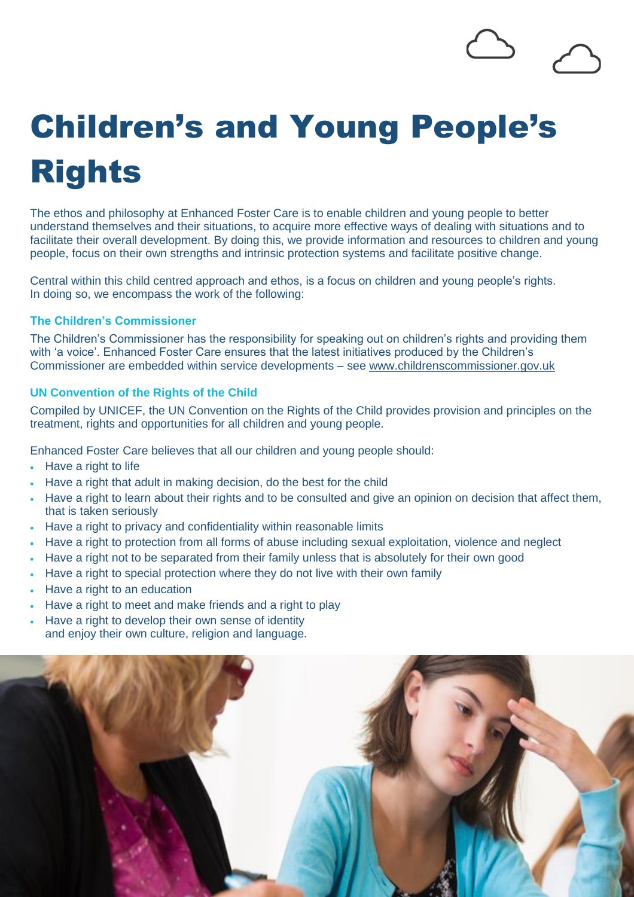# Children's and Young People's Rights

The ethos and philosophy at Enhanced Foster Care is to enable children and young people to better understand themselves and their situations, to acquire more effective ways of dealing with situations and to facilitate their overall development. By doing this, we provide information and resources to children and young people, focus on their own strengths and intrinsic protection systems and facilitate positive change.

Central within this child centred approach and ethos, is a focus on children and young people's rights. In doing so, we encompass the work of the following:

### The Children's Commissioner

The Children's Commissioner has the responsibility for speaking out on children's rights and providing them with 'a voice'. Enhanced Foster Care ensures that the latest initiatives produced by the Children's Commissioner are embedded within service developments – see www.childrenscommissioner.gov.uk

### UN Convention of the Rights of the Child

Compiled by UNICEF, the UN Convention on the Rights of the Child provides provision and principles on the treatment, rights and opportunities for all children and young people.

Enhanced Foster Care believes that all our children and young people should:

- Have a right to life
- Have a right that adult in making decision, do the best for the child
- Have a right to learn about their rights and to be consulted and give an opinion on decision that affect them, that is taken seriously
- Have a right to privacy and confidentiality within reasonable limits
- Have a right to protection from all forms of abuse including sexual exploitation, violence and neglect
- Have a right not to be separated from their family unless that is absolutely for their own good
- Have a right to special protection where they do not live with their own family
- Have a right to an education
- Have a right to meet and make friends and a right to play
- Have a right to develop their own sense of identity and enjoy their own culture, religion and language.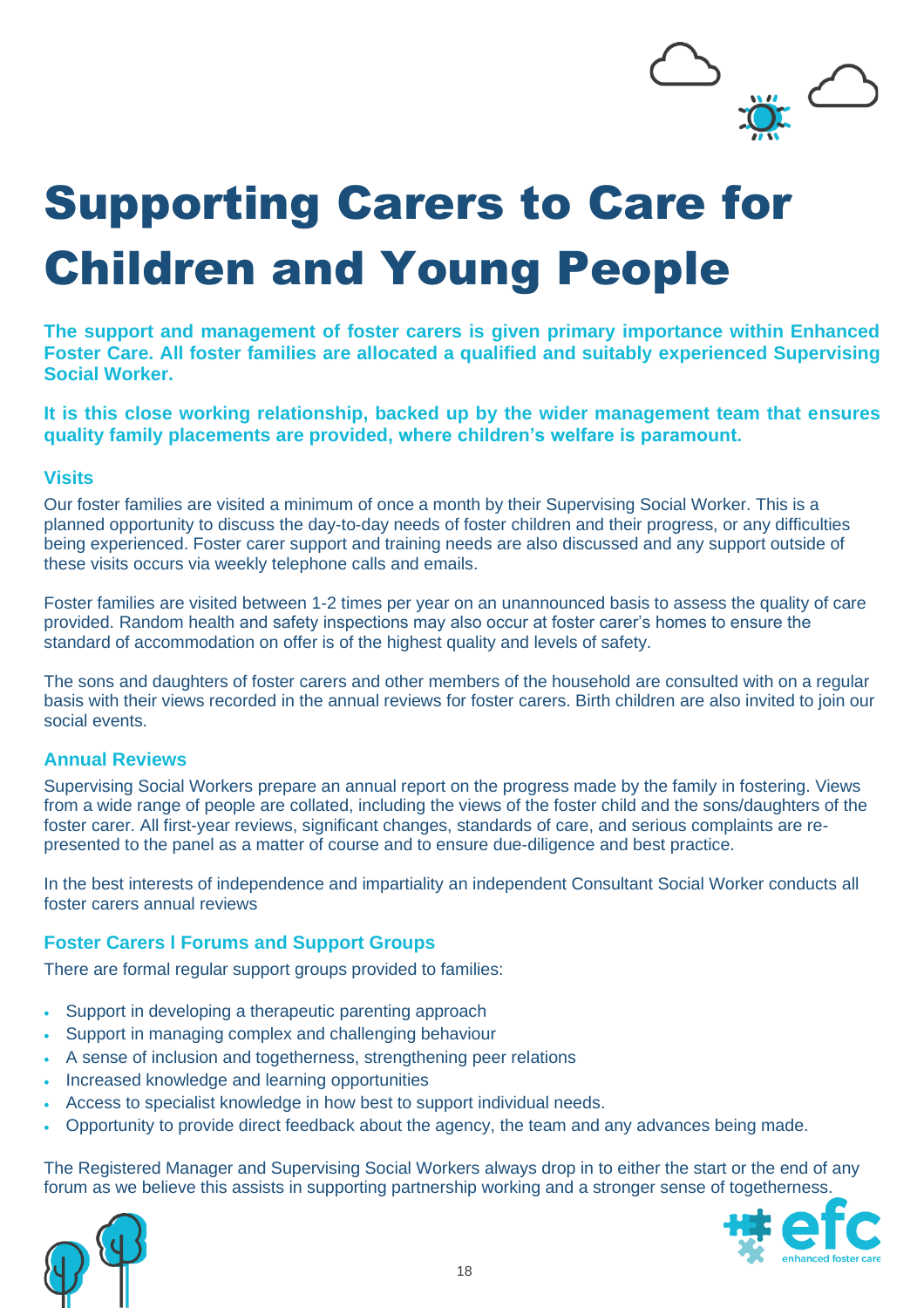# Supporting Carers to Care for Children and Young People

**The support and management of foster carers is given primary importance within Enhanced Foster Care. All foster families are allocated a qualified and suitably experienced Supervising Social Worker.**

**It is this close working relationship, backed up by the wider management team that ensures quality family placements are provided, where children's welfare is paramount.**

### Visits

Our foster families are visited a minimum of once a month by their Supervising Social Worker. This is a planned opportunity to discuss the day-to-day needs of foster children and their progress, or any difficulties being experienced. Foster carer support and training needs are also discussed and any support outside of these visits occurs via weekly telephone calls and emails.

Foster families are visited between 1-2 times per year on an unannounced basis to assess the quality of care provided. Random health and safety inspections may also occur at foster carer's homes to ensure the standard of accommodation on offer is of the highest quality and levels of safety.

The sons and daughters of foster carers and other members of the household are consulted with on a regular basis with their views recorded in the annual reviews for foster carers. Birth children are also invited to join our social events.

### Annual Reviews

Supervising Social Workers prepare an annual report on the progress made by the family in fostering. Views from a wide range of people are collated, including the views of the foster child and the sons/daughters of the foster carer. All first-year reviews, significant changes, standards of care, and serious complaints are re-presented to the panel as a matter of course and to ensure due-diligence and best practice.

In the best interests of independence and impartiality an independent Consultant Social Worker conducts all foster carers annual reviews

### Foster Carers I Forums and Support Groups

There are formal regular support groups provided to families:

- Support in developing a therapeutic parenting approach
- Support in managing complex and challenging behaviour
- A sense of inclusion and togetherness, strengthening peer relations
- Increased knowledge and learning opportunities
- Access to specialist knowledge in how best to support individual needs.
- Opportunity to provide direct feedback about the agency, the team and any advances being made.

The Registered Manager and Supervising Social Workers always drop in to either the start or the end of any forum as we believe this assists in supporting partnership working and a stronger sense of togetherness.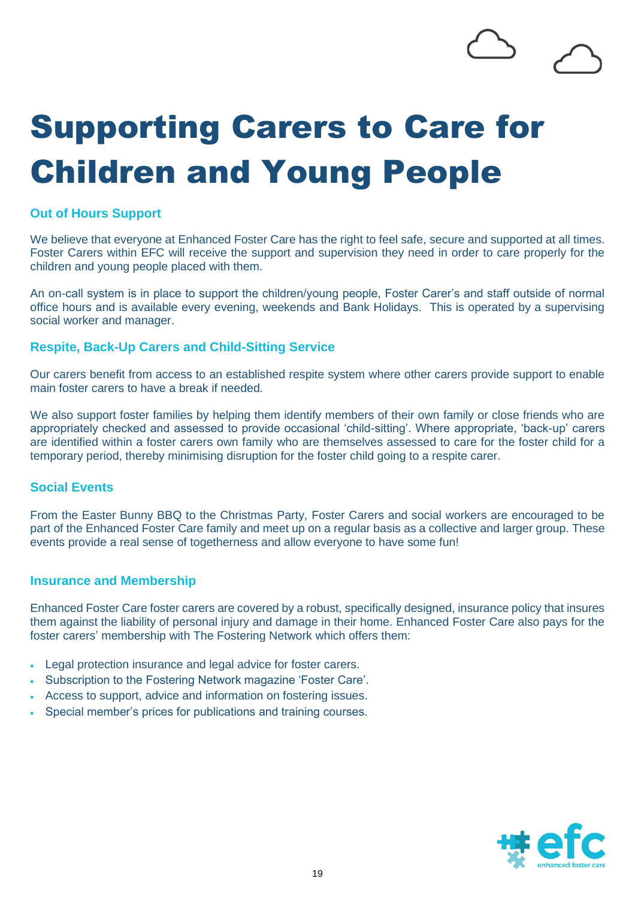# Supporting Carers to Care for Children and Young People

### Out of Hours Support

We believe that everyone at Enhanced Foster Care has the right to feel safe, secure and supported at all times. Foster Carers within EFC will receive the support and supervision they need in order to care properly for the children and young people placed with them.

An on-call system is in place to support the children/young people, Foster Carer's and staff outside of normal office hours and is available every evening, weekends and Bank Holidays. This is operated by a supervising social worker and manager.

### Respite, Back-Up Carers and Child-Sitting Service

Our carers benefit from access to an established respite system where other carers provide support to enable main foster carers to have a break if needed.

We also support foster families by helping them identify members of their own family or close friends who are appropriately checked and assessed to provide occasional 'child-sitting'. Where appropriate, 'back-up' carers are identified within a foster carers own family who are themselves assessed to care for the foster child for a temporary period, thereby minimising disruption for the foster child going to a respite carer.

### Social Events

From the Easter Bunny BBQ to the Christmas Party, Foster Carers and social workers are encouraged to be part of the Enhanced Foster Care family and meet up on a regular basis as a collective and larger group. These events provide a real sense of togetherness and allow everyone to have some fun!

### Insurance and Membership

Enhanced Foster Care foster carers are covered by a robust, specifically designed, insurance policy that insures them against the liability of personal injury and damage in their home. Enhanced Foster Care also pays for the foster carers' membership with The Fostering Network which offers them:

- Legal protection insurance and legal advice for foster carers.
- Subscription to the Fostering Network magazine 'Foster Care'.
- Access to support, advice and information on fostering issues.
- Special member's prices for publications and training courses.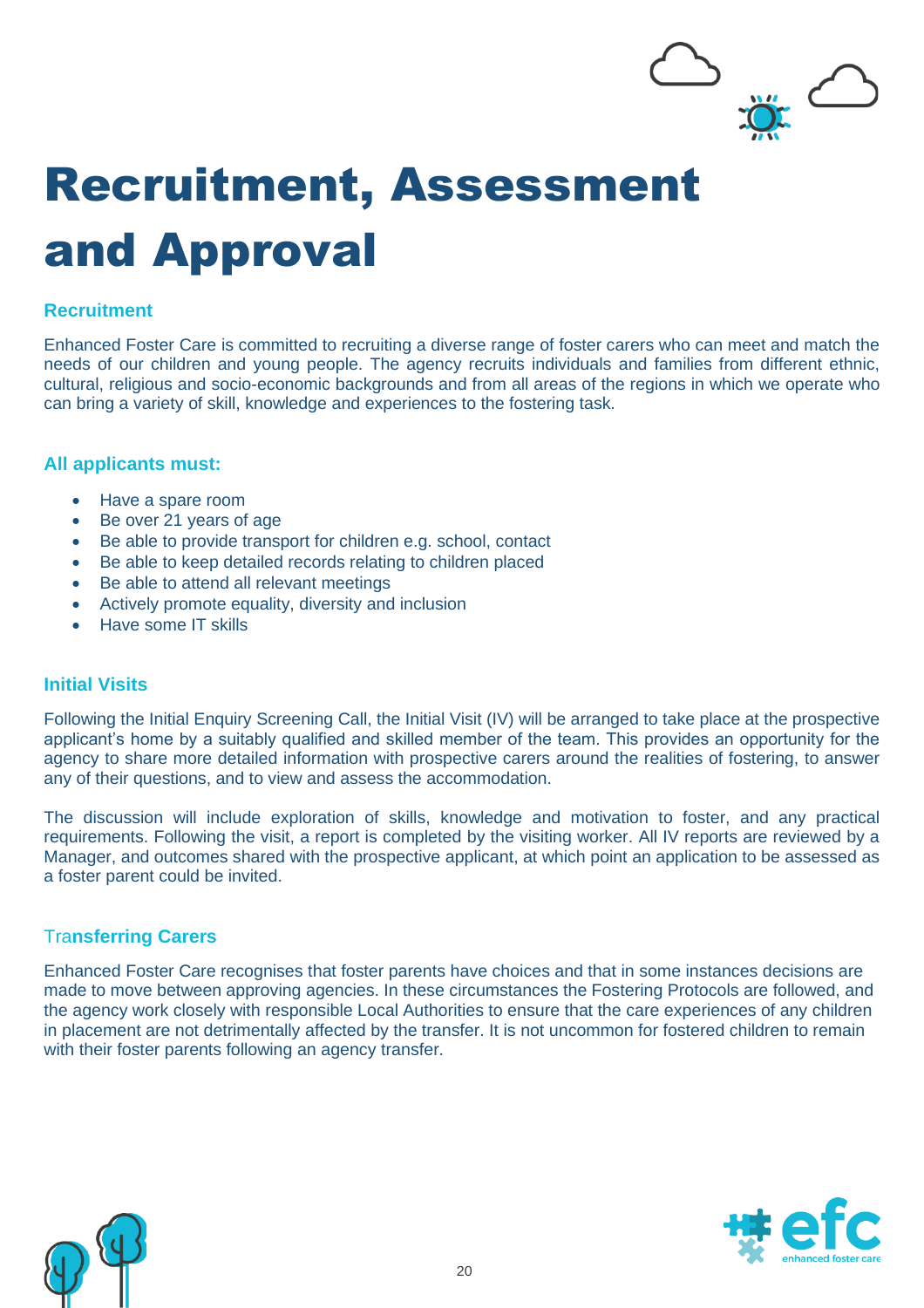# Recruitment, Assessment and Approval

## Recruitment

Enhanced Foster Care is committed to recruiting a diverse range of foster carers who can meet and match the needs of our children and young people. The agency recruits individuals and families from different ethnic, cultural, religious and socio-economic backgrounds and from all areas of the regions in which we operate who can bring a variety of skill, knowledge and experiences to the fostering task.

## All applicants must:

- Have a spare room
- Be over 21 years of age
- Be able to provide transport for children e.g. school, contact
- Be able to keep detailed records relating to children placed
- Be able to attend all relevant meetings
- Actively promote equality, diversity and inclusion
- Have some IT skills

## Initial Visits

Following the Initial Enquiry Screening Call, the Initial Visit (IV) will be arranged to take place at the prospective applicant's home by a suitably qualified and skilled member of the team. This provides an opportunity for the agency to share more detailed information with prospective carers around the realities of fostering, to answer any of their questions, and to view and assess the accommodation.

The discussion will include exploration of skills, knowledge and motivation to foster, and any practical requirements. Following the visit, a report is completed by the visiting worker. All IV reports are reviewed by a Manager, and outcomes shared with the prospective applicant, at which point an application to be assessed as a foster parent could be invited.

## Transferring Carers

Enhanced Foster Care recognises that foster parents have choices and that in some instances decisions are made to move between approving agencies. In these circumstances the Fostering Protocols are followed, and the agency work closely with responsible Local Authorities to ensure that the care experiences of any children in placement are not detrimentally affected by the transfer. It is not uncommon for fostered children to remain with their foster parents following an agency transfer.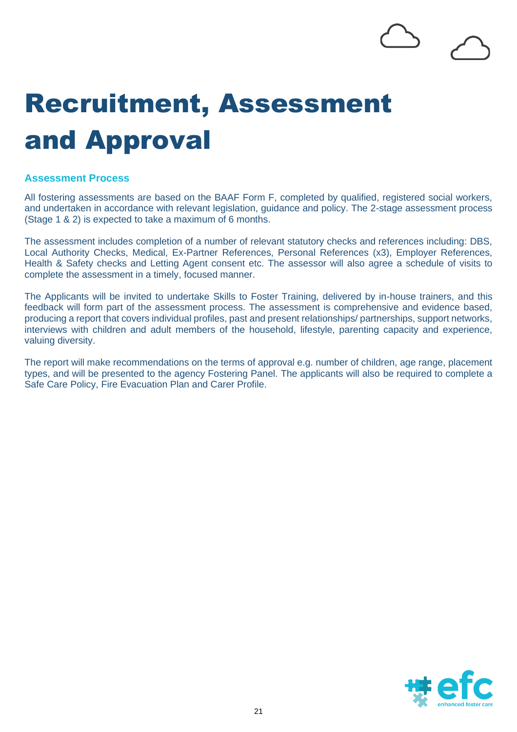# Recruitment, Assessment and Approval

### Assessment Process

All fostering assessments are based on the BAAF Form F, completed by qualified, registered social workers, and undertaken in accordance with relevant legislation, guidance and policy. The 2-stage assessment process (Stage 1 & 2) is expected to take a maximum of 6 months.

The assessment includes completion of a number of relevant statutory checks and references including: DBS, Local Authority Checks, Medical, Ex-Partner References, Personal References (x3), Employer References, Health & Safety checks and Letting Agent consent etc. The assessor will also agree a schedule of visits to complete the assessment in a timely, focused manner.

The Applicants will be invited to undertake Skills to Foster Training, delivered by in-house trainers, and this feedback will form part of the assessment process. The assessment is comprehensive and evidence based, producing a report that covers individual profiles, past and present relationships/ partnerships, support networks, interviews with children and adult members of the household, lifestyle, parenting capacity and experience, valuing diversity.

The report will make recommendations on the terms of approval e.g. number of children, age range, placement types, and will be presented to the agency Fostering Panel. The applicants will also be required to complete a Safe Care Policy, Fire Evacuation Plan and Carer Profile.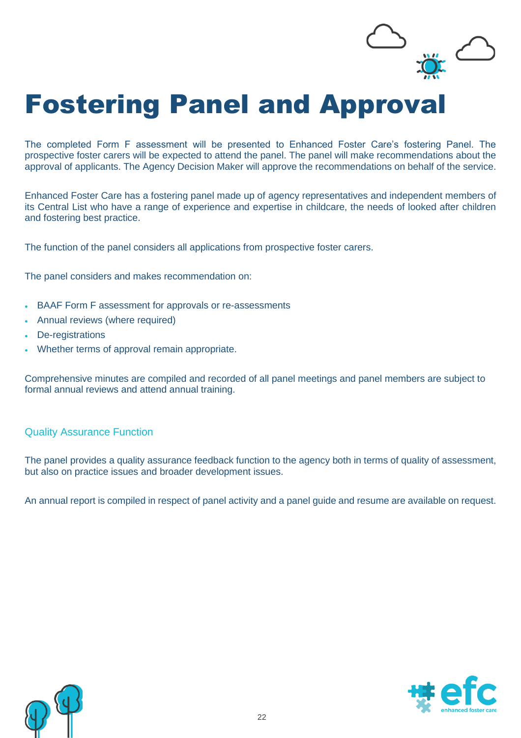# Fostering Panel and Approval

The completed Form F assessment will be presented to Enhanced Foster Care's fostering Panel. The prospective foster carers will be expected to attend the panel. The panel will make recommendations about the approval of applicants. The Agency Decision Maker will approve the recommendations on behalf of the service.

Enhanced Foster Care has a fostering panel made up of agency representatives and independent members of its Central List who have a range of experience and expertise in childcare, the needs of looked after children and fostering best practice.

The function of the panel considers all applications from prospective foster carers.

The panel considers and makes recommendation on:

- BAAF Form F assessment for approvals or re-assessments
- Annual reviews (where required)
- De-registrations
- Whether terms of approval remain appropriate.

Comprehensive minutes are compiled and recorded of all panel meetings and panel members are subject to formal annual reviews and attend annual training.

## Quality Assurance Function

The panel provides a quality assurance feedback function to the agency both in terms of quality of assessment, but also on practice issues and broader development issues.

An annual report is compiled in respect of panel activity and a panel guide and resume are available on request.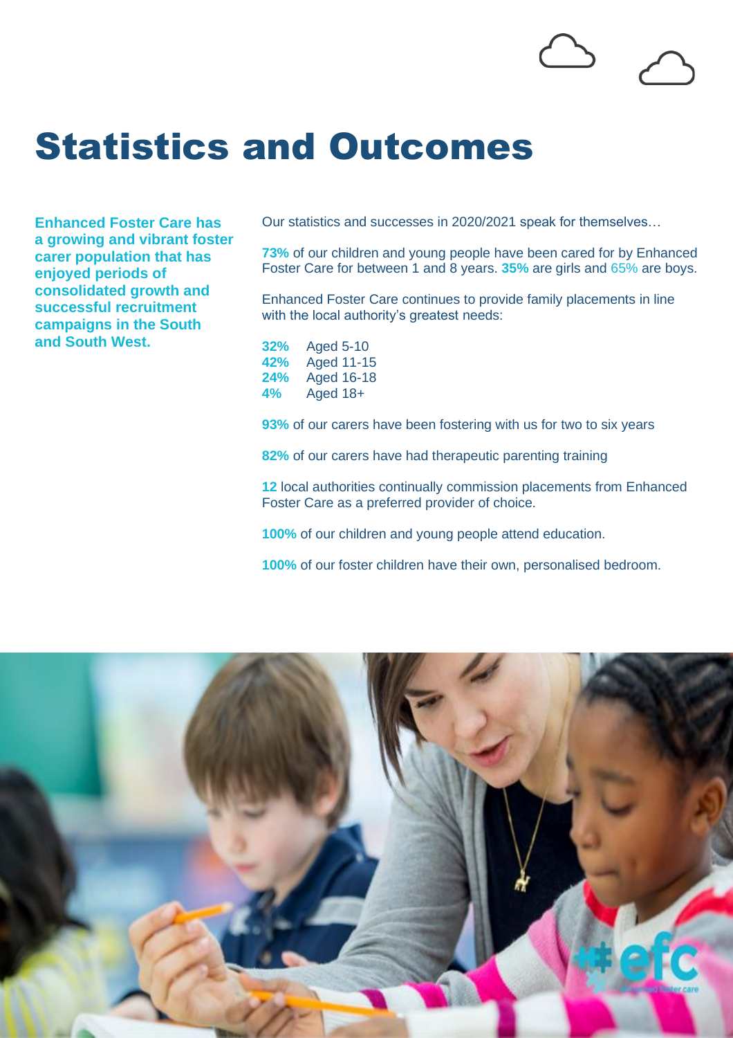# Statistics and Outcomes

**Enhanced Foster Care has a growing and vibrant foster carer population that has enjoyed periods of consolidated growth and successful recruitment campaigns in the South and South West.**

Our statistics and successes in 2020/2021 speak for themselves…

**73%** of our children and young people have been cared for by Enhanced Foster Care for between 1 and 8 years. **35%** are girls and 65% are boys.

Enhanced Foster Care continues to provide family placements in line with the local authority's greatest needs:

**32%** Aged 5-10
**42%** Aged 11-15
**24%** Aged 16-18
**4%** Aged 18+

**93%** of our carers have been fostering with us for two to six years

**82%** of our carers have had therapeutic parenting training

**12** local authorities continually commission placements from Enhanced Foster Care as a preferred provider of choice.

**100%** of our children and young people attend education.

**100%** of our foster children have their own, personalised bedroom.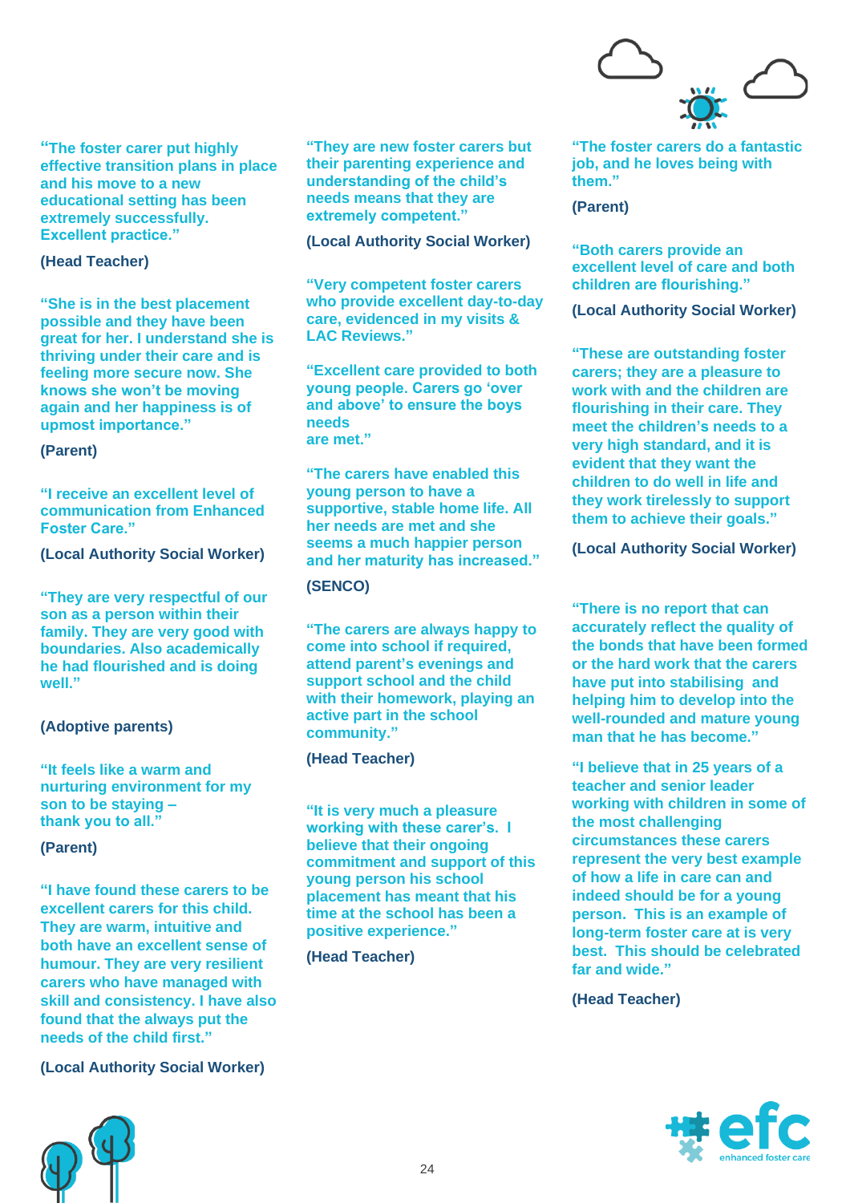**"The foster carer put highly effective transition plans in place and his move to a new educational setting has been extremely successfully. Excellent practice."**

**(Head Teacher)**

**"She is in the best placement possible and they have been great for her. I understand she is thriving under their care and is feeling more secure now. She knows she won't be moving again and her happiness is of upmost importance."**

**(Parent)**

**"I receive an excellent level of communication from Enhanced Foster Care."**

**(Local Authority Social Worker)**

**"They are very respectful of our son as a person within their family. They are very good with boundaries. Also academically he had flourished and is doing well."**

**(Adoptive parents)**

**"It feels like a warm and nurturing environment for my son to be staying – thank you to all."**

**(Parent)**

**"I have found these carers to be excellent carers for this child. They are warm, intuitive and both have an excellent sense of humour. They are very resilient carers who have managed with skill and consistency. I have also found that the always put the needs of the child first."**

**(Local Authority Social Worker)**

**"They are new foster carers but their parenting experience and understanding of the child's needs means that they are extremely competent."**

**(Local Authority Social Worker)**

**"Very competent foster carers who provide excellent day-to-day care, evidenced in my visits & LAC Reviews."**

**"Excellent care provided to both young people. Carers go 'over and above' to ensure the boys needs are met."**

**"The carers have enabled this young person to have a supportive, stable home life. All her needs are met and she seems a much happier person and her maturity has increased."**

**(SENCO)**

**"The carers are always happy to come into school if required, attend parent's evenings and support school and the child with their homework, playing an active part in the school community."**

**(Head Teacher)**

**"It is very much a pleasure working with these carer's. I believe that their ongoing commitment and support of this young person his school placement has meant that his time at the school has been a positive experience."**

**(Head Teacher)**

**"The foster carers do a fantastic job, and he loves being with them."**

**(Parent)**

**"Both carers provide an excellent level of care and both children are flourishing."**

**(Local Authority Social Worker)**

**"These are outstanding foster carers; they are a pleasure to work with and the children are flourishing in their care. They meet the children's needs to a very high standard, and it is evident that they want the children to do well in life and they work tirelessly to support them to achieve their goals."**

**(Local Authority Social Worker)**

**"There is no report that can accurately reflect the quality of the bonds that have been formed or the hard work that the carers have put into stabilising and helping him to develop into the well-rounded and mature young man that he has become."**

**"I believe that in 25 years of a teacher and senior leader working with children in some of the most challenging circumstances these carers represent the very best example of how a life in care can and indeed should be for a young person. This is an example of long-term foster care at is very best. This should be celebrated far and wide."**

**(Head Teacher)**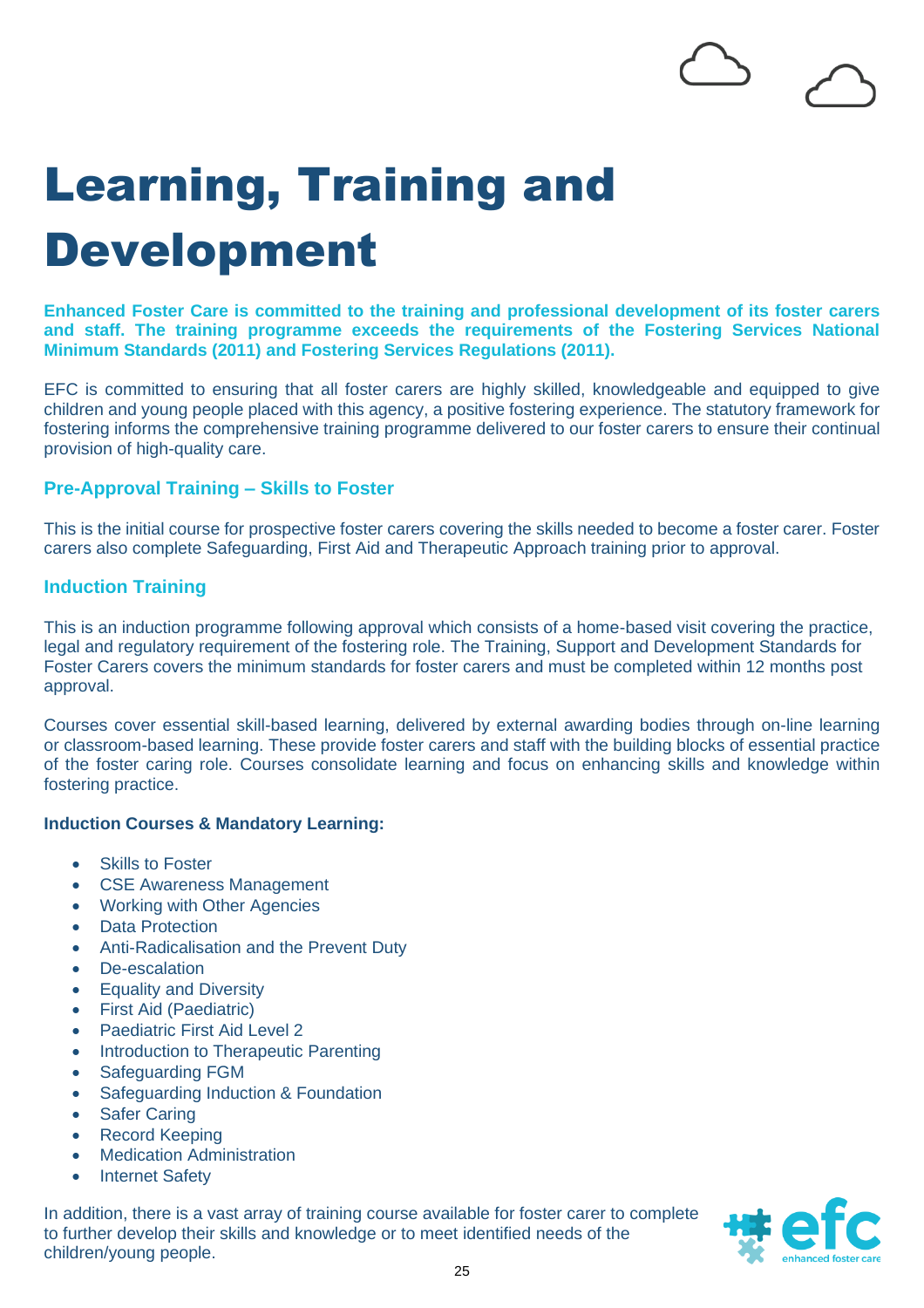# Learning, Training and Development

**Enhanced Foster Care is committed to the training and professional development of its foster carers and staff. The training programme exceeds the requirements of the Fostering Services National Minimum Standards (2011) and Fostering Services Regulations (2011).**

EFC is committed to ensuring that all foster carers are highly skilled, knowledgeable and equipped to give children and young people placed with this agency, a positive fostering experience. The statutory framework for fostering informs the comprehensive training programme delivered to our foster carers to ensure their continual provision of high-quality care.

## Pre-Approval Training – Skills to Foster

This is the initial course for prospective foster carers covering the skills needed to become a foster carer. Foster carers also complete Safeguarding, First Aid and Therapeutic Approach training prior to approval.

## Induction Training

This is an induction programme following approval which consists of a home-based visit covering the practice, legal and regulatory requirement of the fostering role. The Training, Support and Development Standards for Foster Carers covers the minimum standards for foster carers and must be completed within 12 months post approval.

Courses cover essential skill-based learning, delivered by external awarding bodies through on-line learning or classroom-based learning. These provide foster carers and staff with the building blocks of essential practice of the foster caring role. Courses consolidate learning and focus on enhancing skills and knowledge within fostering practice.

**Induction Courses & Mandatory Learning:**

- Skills to Foster
- CSE Awareness Management
- Working with Other Agencies
- Data Protection
- Anti-Radicalisation and the Prevent Duty
- De-escalation
- Equality and Diversity
- First Aid (Paediatric)
- Paediatric First Aid Level 2
- Introduction to Therapeutic Parenting
- Safeguarding FGM
- Safeguarding Induction & Foundation
- Safer Caring
- Record Keeping
- Medication Administration
- Internet Safety

In addition, there is a vast array of training course available for foster carer to complete to further develop their skills and knowledge or to meet identified needs of the children/young people.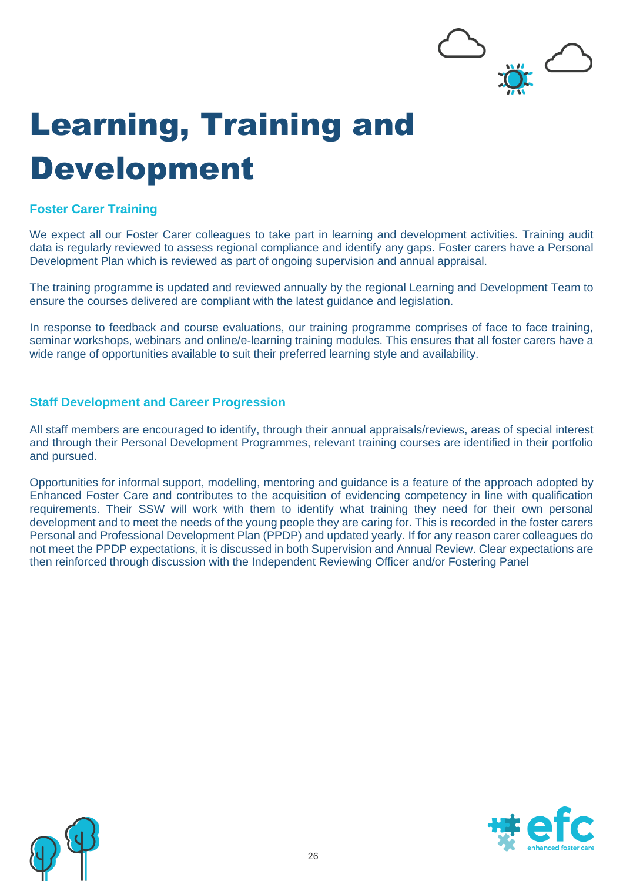# Learning, Training and Development

## Foster Carer Training

We expect all our Foster Carer colleagues to take part in learning and development activities. Training audit data is regularly reviewed to assess regional compliance and identify any gaps. Foster carers have a Personal Development Plan which is reviewed as part of ongoing supervision and annual appraisal.

The training programme is updated and reviewed annually by the regional Learning and Development Team to ensure the courses delivered are compliant with the latest guidance and legislation.

In response to feedback and course evaluations, our training programme comprises of face to face training, seminar workshops, webinars and online/e-learning training modules. This ensures that all foster carers have a wide range of opportunities available to suit their preferred learning style and availability.

## Staff Development and Career Progression

All staff members are encouraged to identify, through their annual appraisals/reviews, areas of special interest and through their Personal Development Programmes, relevant training courses are identified in their portfolio and pursued.

Opportunities for informal support, modelling, mentoring and guidance is a feature of the approach adopted by Enhanced Foster Care and contributes to the acquisition of evidencing competency in line with qualification requirements. Their SSW will work with them to identify what training they need for their own personal development and to meet the needs of the young people they are caring for. This is recorded in the foster carers Personal and Professional Development Plan (PPDP) and updated yearly. If for any reason carer colleagues do not meet the PPDP expectations, it is discussed in both Supervision and Annual Review. Clear expectations are then reinforced through discussion with the Independent Reviewing Officer and/or Fostering Panel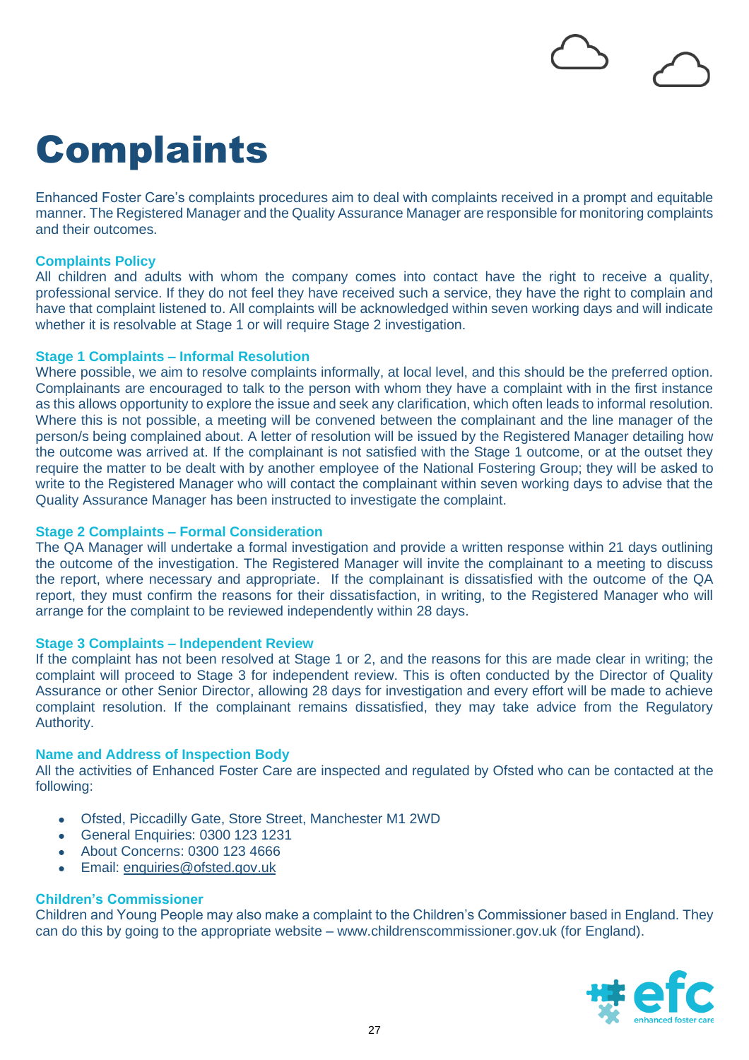# Complaints

Enhanced Foster Care's complaints procedures aim to deal with complaints received in a prompt and equitable manner. The Registered Manager and the Quality Assurance Manager are responsible for monitoring complaints and their outcomes.

### Complaints Policy

All children and adults with whom the company comes into contact have the right to receive a quality, professional service. If they do not feel they have received such a service, they have the right to complain and have that complaint listened to. All complaints will be acknowledged within seven working days and will indicate whether it is resolvable at Stage 1 or will require Stage 2 investigation.

### Stage 1 Complaints – Informal Resolution

Where possible, we aim to resolve complaints informally, at local level, and this should be the preferred option. Complainants are encouraged to talk to the person with whom they have a complaint with in the first instance as this allows opportunity to explore the issue and seek any clarification, which often leads to informal resolution. Where this is not possible, a meeting will be convened between the complainant and the line manager of the person/s being complained about. A letter of resolution will be issued by the Registered Manager detailing how the outcome was arrived at. If the complainant is not satisfied with the Stage 1 outcome, or at the outset they require the matter to be dealt with by another employee of the National Fostering Group; they will be asked to write to the Registered Manager who will contact the complainant within seven working days to advise that the Quality Assurance Manager has been instructed to investigate the complaint.

### Stage 2 Complaints – Formal Consideration

The QA Manager will undertake a formal investigation and provide a written response within 21 days outlining the outcome of the investigation. The Registered Manager will invite the complainant to a meeting to discuss the report, where necessary and appropriate. If the complainant is dissatisfied with the outcome of the QA report, they must confirm the reasons for their dissatisfaction, in writing, to the Registered Manager who will arrange for the complaint to be reviewed independently within 28 days.

### Stage 3 Complaints – Independent Review

If the complaint has not been resolved at Stage 1 or 2, and the reasons for this are made clear in writing; the complaint will proceed to Stage 3 for independent review. This is often conducted by the Director of Quality Assurance or other Senior Director, allowing 28 days for investigation and every effort will be made to achieve complaint resolution. If the complainant remains dissatisfied, they may take advice from the Regulatory Authority.

### Name and Address of Inspection Body

All the activities of Enhanced Foster Care are inspected and regulated by Ofsted who can be contacted at the following:

- Ofsted, Piccadilly Gate, Store Street, Manchester M1 2WD
- General Enquiries: 0300 123 1231
- About Concerns: 0300 123 4666
- Email: enquiries@ofsted.gov.uk

### Children's Commissioner

Children and Young People may also make a complaint to the Children's Commissioner based in England. They can do this by going to the appropriate website – www.childrenscommissioner.gov.uk (for England).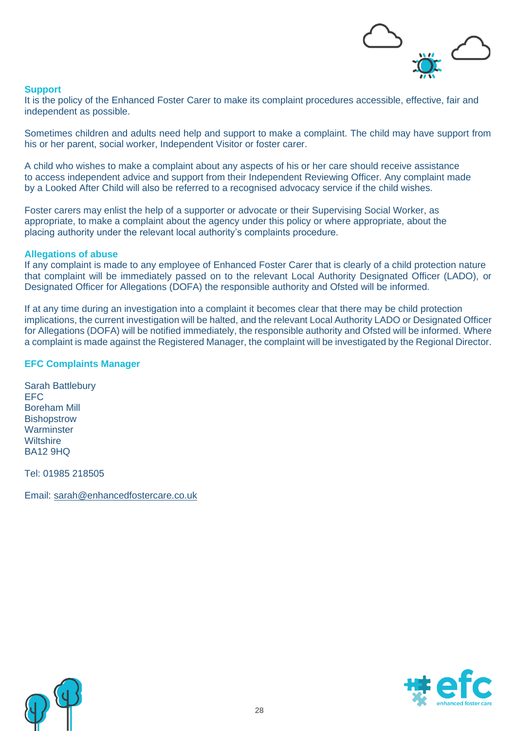### Support

It is the policy of the Enhanced Foster Carer to make its complaint procedures accessible, effective, fair and independent as possible.

Sometimes children and adults need help and support to make a complaint. The child may have support from his or her parent, social worker, Independent Visitor or foster carer.

A child who wishes to make a complaint about any aspects of his or her care should receive assistance to access independent advice and support from their Independent Reviewing Officer. Any complaint made by a Looked After Child will also be referred to a recognised advocacy service if the child wishes.

Foster carers may enlist the help of a supporter or advocate or their Supervising Social Worker, as appropriate, to make a complaint about the agency under this policy or where appropriate, about the placing authority under the relevant local authority's complaints procedure.

### Allegations of abuse

If any complaint is made to any employee of Enhanced Foster Carer that is clearly of a child protection nature that complaint will be immediately passed on to the relevant Local Authority Designated Officer (LADO), or Designated Officer for Allegations (DOFA) the responsible authority and Ofsted will be informed.

If at any time during an investigation into a complaint it becomes clear that there may be child protection implications, the current investigation will be halted, and the relevant Local Authority LADO or Designated Officer for Allegations (DOFA) will be notified immediately, the responsible authority and Ofsted will be informed. Where a complaint is made against the Registered Manager, the complaint will be investigated by the Regional Director.

### EFC Complaints Manager

Sarah Battlebury
EFC
Boreham Mill
Bishopstrow
Warminster
Wiltshire
BA12 9HQ

Tel: 01985 218505

Email: sarah@enhancedfostercare.co.uk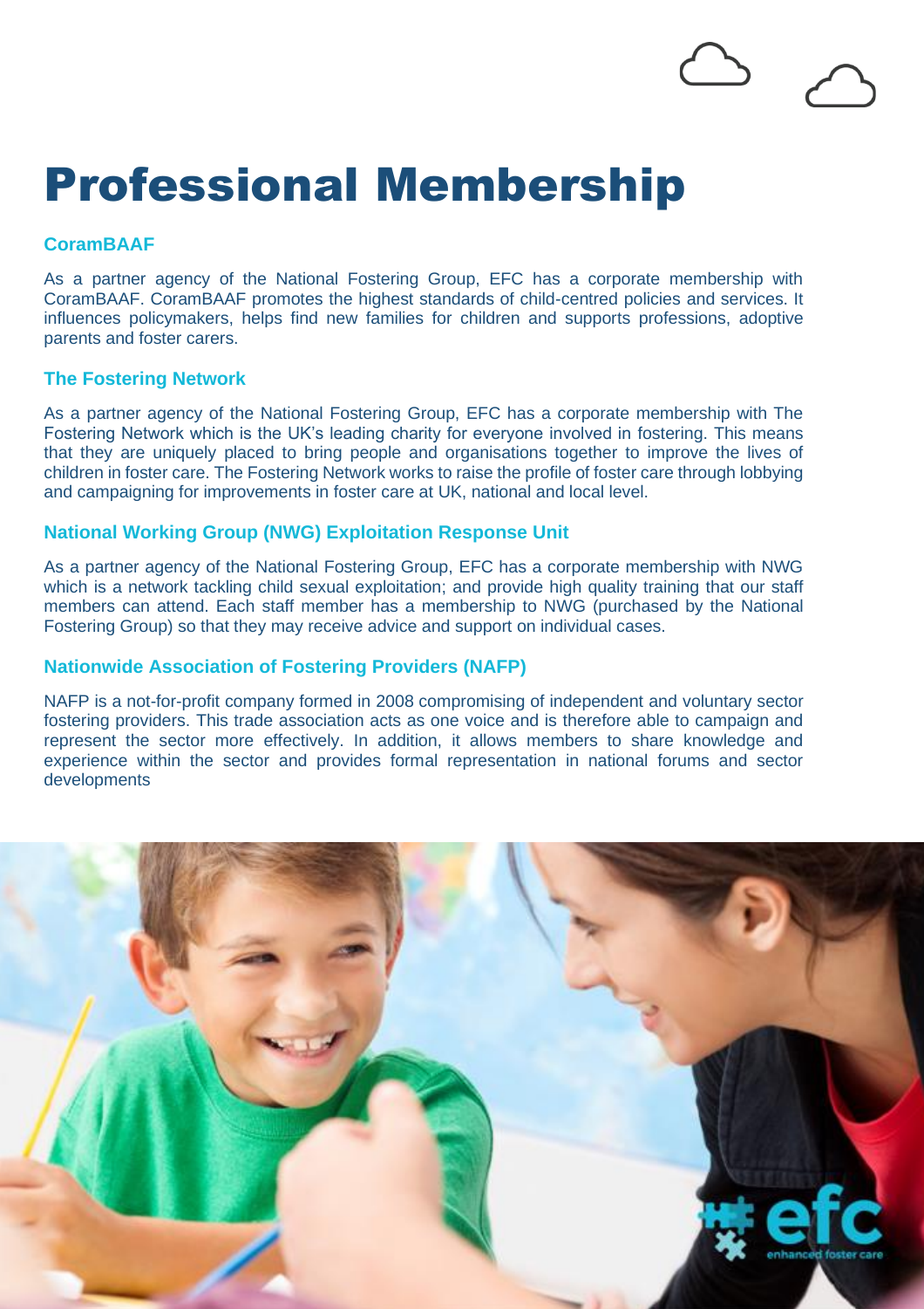# Professional Membership

### CoramBAAF

As a partner agency of the National Fostering Group, EFC has a corporate membership with CoramBAAF. CoramBAAF promotes the highest standards of child-centred policies and services. It influences policymakers, helps find new families for children and supports professions, adoptive parents and foster carers.

### The Fostering Network

As a partner agency of the National Fostering Group, EFC has a corporate membership with The Fostering Network which is the UK's leading charity for everyone involved in fostering. This means that they are uniquely placed to bring people and organisations together to improve the lives of children in foster care. The Fostering Network works to raise the profile of foster care through lobbying and campaigning for improvements in foster care at UK, national and local level.

### National Working Group (NWG) Exploitation Response Unit

As a partner agency of the National Fostering Group, EFC has a corporate membership with NWG which is a network tackling child sexual exploitation; and provide high quality training that our staff members can attend. Each staff member has a membership to NWG (purchased by the National Fostering Group) so that they may receive advice and support on individual cases.

### Nationwide Association of Fostering Providers (NAFP)

NAFP is a not-for-profit company formed in 2008 compromising of independent and voluntary sector fostering providers. This trade association acts as one voice and is therefore able to campaign and represent the sector more effectively. In addition, it allows members to share knowledge and experience within the sector and provides formal representation in national forums and sector developments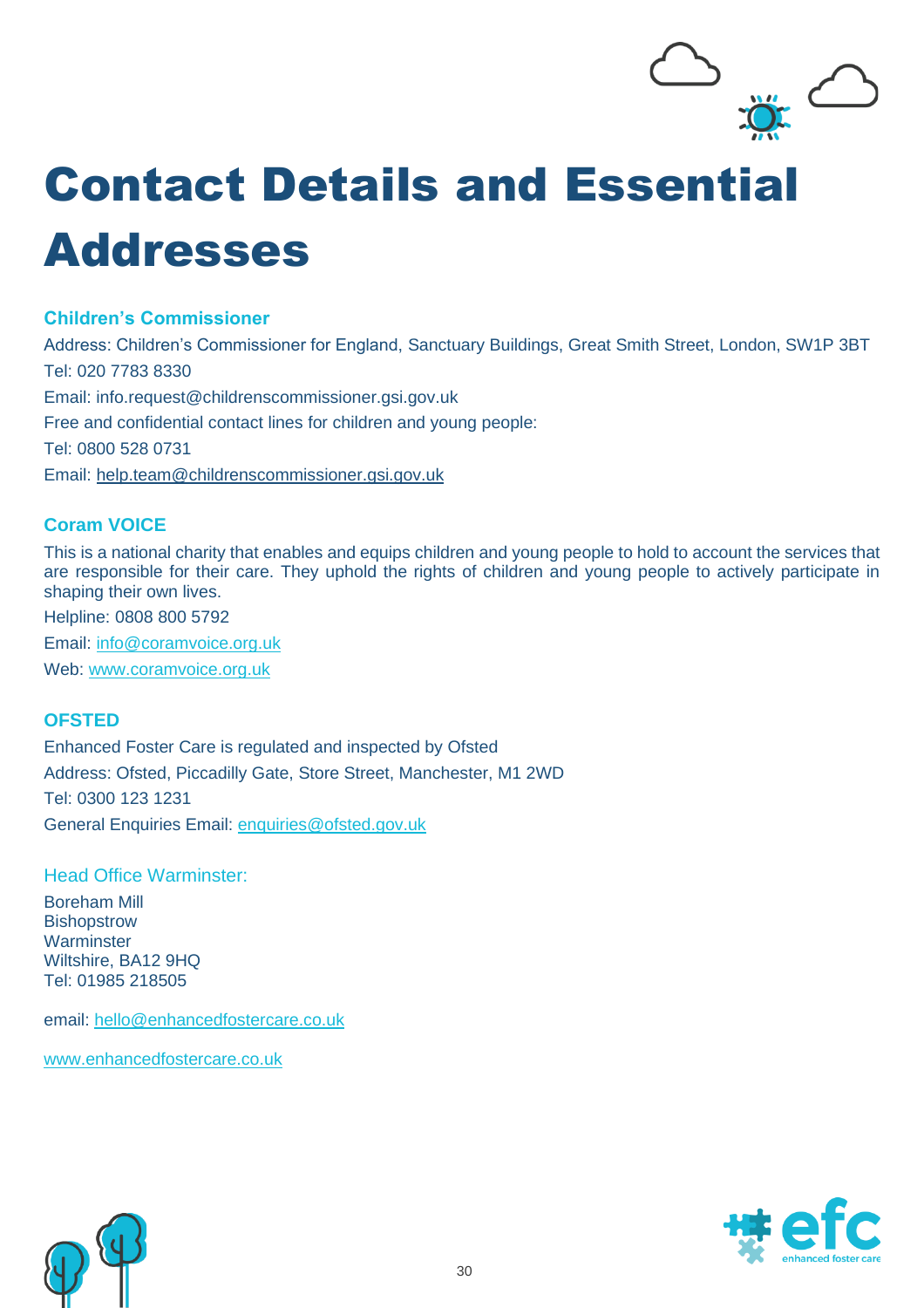# Contact Details and Essential Addresses

### Children's Commissioner

Address: Children's Commissioner for England, Sanctuary Buildings, Great Smith Street, London, SW1P 3BT

Tel: 020 7783 8330

Email: info.request@childrenscommissioner.gsi.gov.uk

Free and confidential contact lines for children and young people:

Tel: 0800 528 0731

Email: help.team@childrenscommissioner.gsi.gov.uk

### Coram VOICE

This is a national charity that enables and equips children and young people to hold to account the services that are responsible for their care. They uphold the rights of children and young people to actively participate in shaping their own lives.

Helpline: 0808 800 5792

Email: info@coramvoice.org.uk

Web: www.coramvoice.org.uk

### OFSTED

Enhanced Foster Care is regulated and inspected by Ofsted

Address: Ofsted, Piccadilly Gate, Store Street, Manchester, M1 2WD

Tel: 0300 123 1231

General Enquiries Email: enquiries@ofsted.gov.uk

### Head Office Warminster:

Boreham Mill
Bishopstrow
Warminster
Wiltshire, BA12 9HQ
Tel: 01985 218505

email: hello@enhancedfostercare.co.uk

www.enhancedfostercare.co.uk